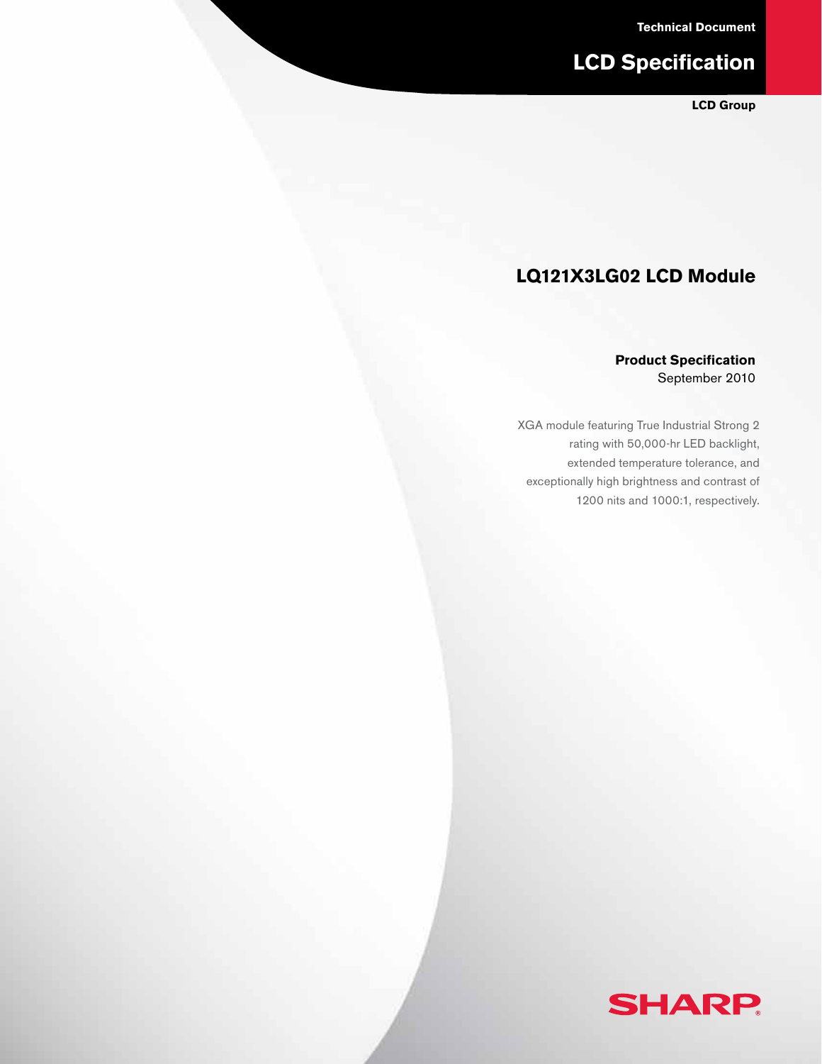Technical Document

# LCD Specification

**LCD Group**

## LQ121X3LG02 LCD Module

**Product Specification**
September 2010

XGA module featuring True Industrial Strong 2 rating with 50,000-hr LED backlight, extended temperature tolerance, and exceptionally high brightness and contrast of 1200 nits and 1000:1, respectively.

SHARP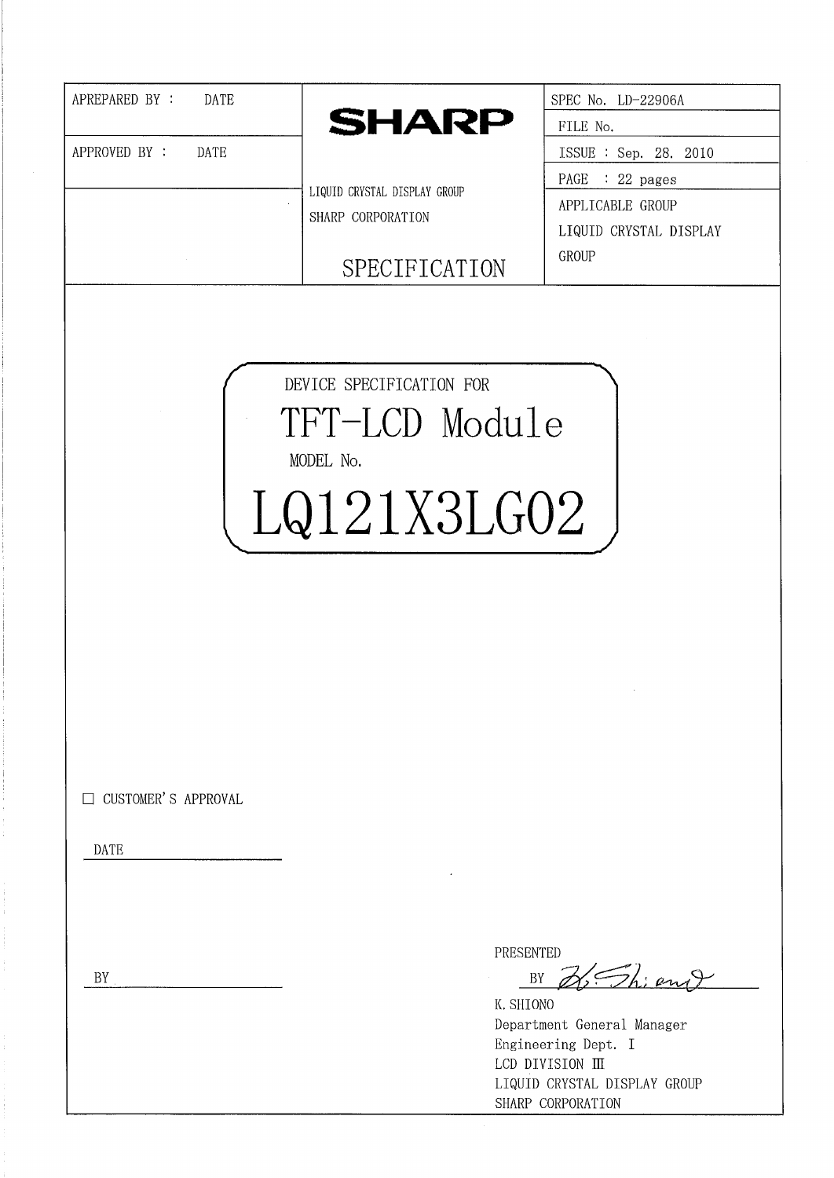| APREPARED BY : DATE | **SHARP** | SPEC No. LD-22906A |
|---|---|---|
| | | FILE No. |
| APPROVED BY : DATE | | ISSUE : Sep. 28. 2010 |
| | LIQUID CRYSTAL DISPLAY GROUP | PAGE : 22 pages |
| | SHARP CORPORATION | APPLICABLE GROUP |
| | | LIQUID CRYSTAL DISPLAY GROUP |
| | SPECIFICATION | |

DEVICE SPECIFICATION FOR

# TFT-LCD Module

MODEL No.

# LQ121X3LG02

☐ CUSTOMER'S APPROVAL

DATE \_\_\_\_\_\_\_\_\_\_\_\_\_\_\_\_

BY \_\_\_\_\_\_\_\_\_\_\_\_\_\_\_\_

PRESENTED

BY K. Shiono

K. SHIONO
Department General Manager
Engineering Dept. I
LCD DIVISION III
LIQUID CRYSTAL DISPLAY GROUP
SHARP CORPORATION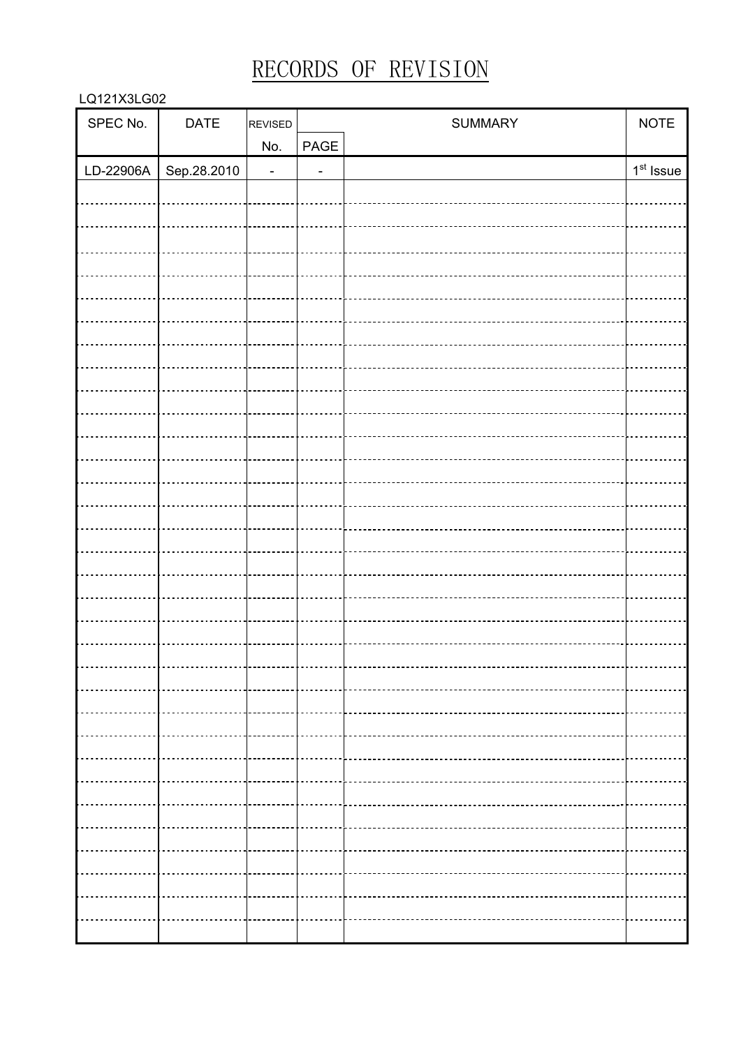# RECORDS OF REVISION

LQ121X3LG02

| SPEC No. | DATE | REVISED No. | PAGE | SUMMARY | NOTE |
|---|---|---|---|---|---|
| LD-22906A | Sep.28.2010 | - | - | | 1st Issue |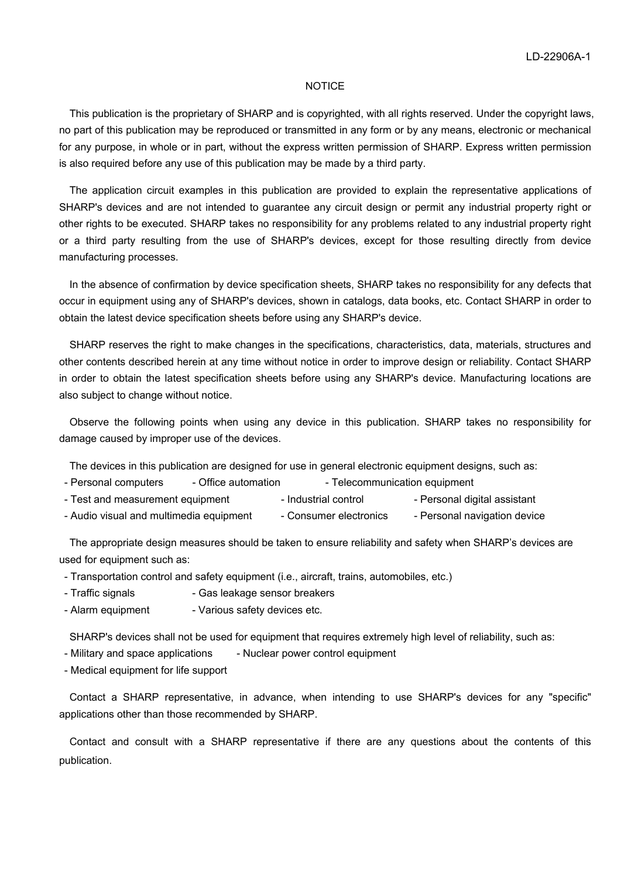# NOTICE

This publication is the proprietary of SHARP and is copyrighted, with all rights reserved. Under the copyright laws, no part of this publication may be reproduced or transmitted in any form or by any means, electronic or mechanical for any purpose, in whole or in part, without the express written permission of SHARP. Express written permission is also required before any use of this publication may be made by a third party.

The application circuit examples in this publication are provided to explain the representative applications of SHARP's devices and are not intended to guarantee any circuit design or permit any industrial property right or other rights to be executed. SHARP takes no responsibility for any problems related to any industrial property right or a third party resulting from the use of SHARP's devices, except for those resulting directly from device manufacturing processes.

In the absence of confirmation by device specification sheets, SHARP takes no responsibility for any defects that occur in equipment using any of SHARP's devices, shown in catalogs, data books, etc. Contact SHARP in order to obtain the latest device specification sheets before using any SHARP's device.

SHARP reserves the right to make changes in the specifications, characteristics, data, materials, structures and other contents described herein at any time without notice in order to improve design or reliability. Contact SHARP in order to obtain the latest specification sheets before using any SHARP's device. Manufacturing locations are also subject to change without notice.

Observe the following points when using any device in this publication. SHARP takes no responsibility for damage caused by improper use of the devices.

The devices in this publication are designed for use in general electronic equipment designs, such as:

- Personal computers
- Office automation
- Telecommunication equipment
- Test and measurement equipment
- Industrial control
- Personal digital assistant
- Audio visual and multimedia equipment
- Consumer electronics
- Personal navigation device

The appropriate design measures should be taken to ensure reliability and safety when SHARP's devices are used for equipment such as:

- Transportation control and safety equipment (i.e., aircraft, trains, automobiles, etc.)
- Traffic signals
- Gas leakage sensor breakers
- Alarm equipment
- Various safety devices etc.

SHARP's devices shall not be used for equipment that requires extremely high level of reliability, such as:

- Military and space applications
- Nuclear power control equipment
- Medical equipment for life support

Contact a SHARP representative, in advance, when intending to use SHARP's devices for any "specific" applications other than those recommended by SHARP.

Contact and consult with a SHARP representative if there are any questions about the contents of this publication.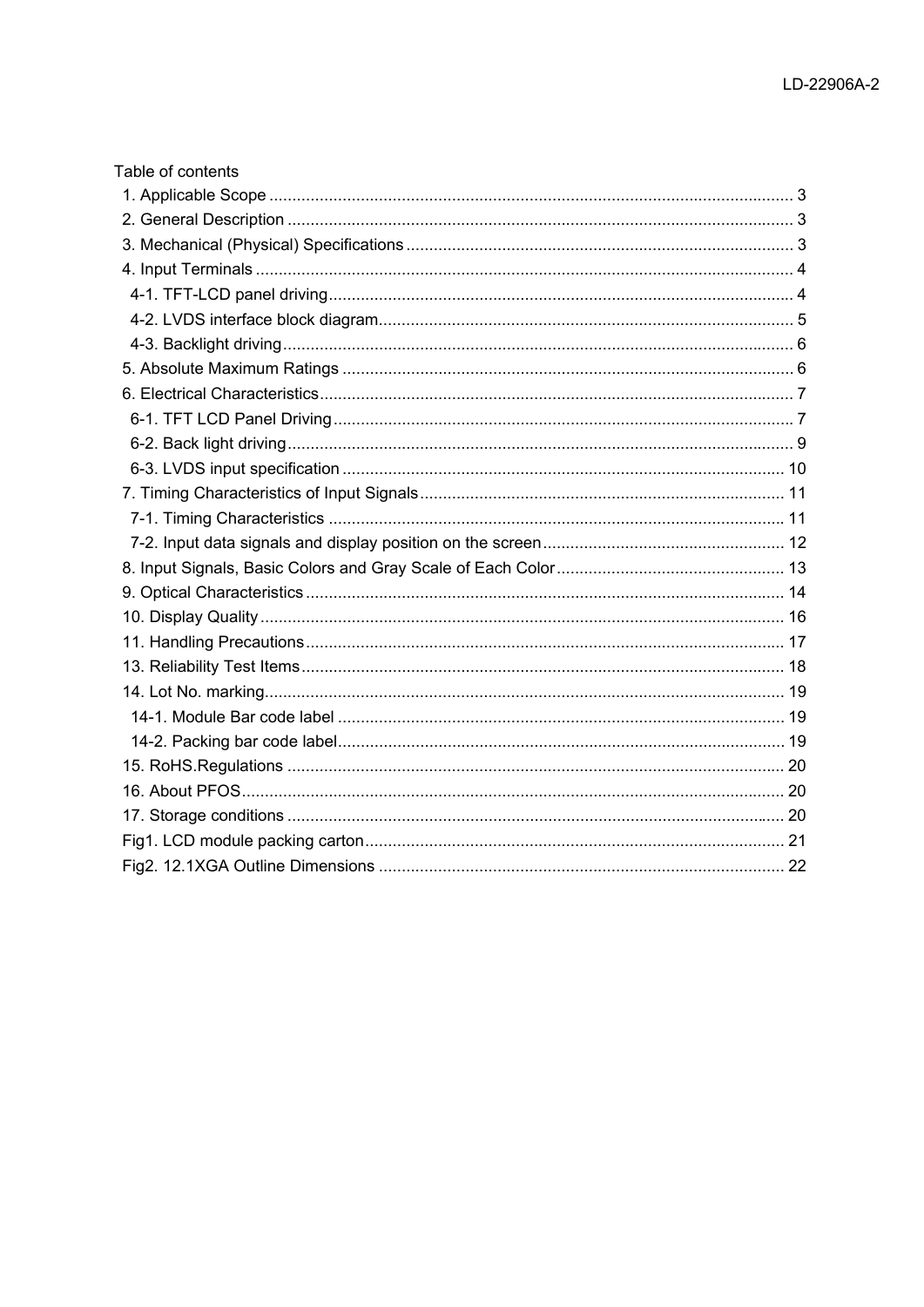Table of contents

1. Applicable Scope .......... 3
2. General Description .......... 3
3. Mechanical (Physical) Specifications .......... 3
4. Input Terminals .......... 4
   - 4-1. TFT-LCD panel driving .......... 4
   - 4-2. LVDS interface block diagram .......... 5
   - 4-3. Backlight driving .......... 6
5. Absolute Maximum Ratings .......... 6
6. Electrical Characteristics .......... 7
   - 6-1. TFT LCD Panel Driving .......... 7
   - 6-2. Back light driving .......... 9
   - 6-3. LVDS input specification .......... 10
7. Timing Characteristics of Input Signals .......... 11
   - 7-1. Timing Characteristics .......... 11
   - 7-2. Input data signals and display position on the screen .......... 12
8. Input Signals, Basic Colors and Gray Scale of Each Color .......... 13
9. Optical Characteristics .......... 14
10. Display Quality .......... 16
11. Handling Precautions .......... 17
13. Reliability Test Items .......... 18
14. Lot No. marking .......... 19
    - 14-1. Module Bar code label .......... 19
    - 14-2. Packing bar code label .......... 19
15. RoHS.Regulations .......... 20
16. About PFOS .......... 20
17. Storage conditions .......... 20

Fig1. LCD module packing carton .......... 21

Fig2. 12.1XGA Outline Dimensions .......... 22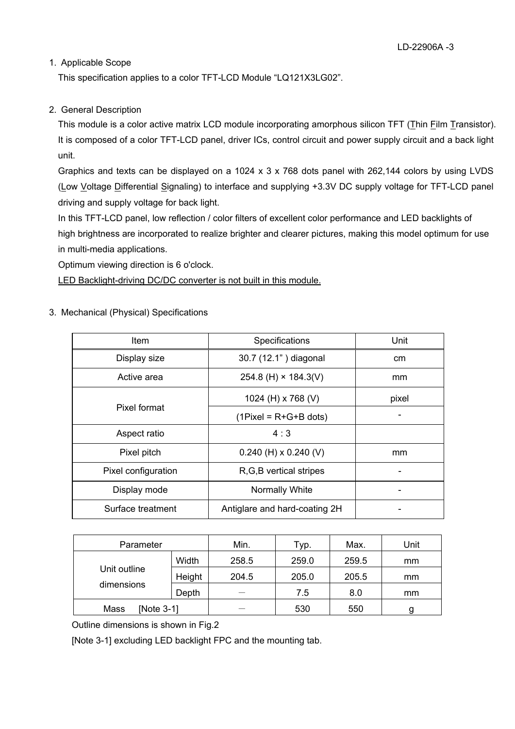## 1. Applicable Scope

This specification applies to a color TFT-LCD Module “LQ121X3LG02”.

## 2. General Description

This module is a color active matrix LCD module incorporating amorphous silicon TFT (Thin Film Transistor). It is composed of a color TFT-LCD panel, driver ICs, control circuit and power supply circuit and a back light unit.

Graphics and texts can be displayed on a 1024 x 3 x 768 dots panel with 262,144 colors by using LVDS (Low Voltage Differential Signaling) to interface and supplying +3.3V DC supply voltage for TFT-LCD panel driving and supply voltage for back light.

In this TFT-LCD panel, low reflection / color filters of excellent color performance and LED backlights of high brightness are incorporated to realize brighter and clearer pictures, making this model optimum for use in multi-media applications.

Optimum viewing direction is 6 o'clock.

LED Backlight-driving DC/DC converter is not built in this module.

## 3. Mechanical (Physical) Specifications

| Item | Specifications | Unit |
|---|---|---|
| Display size | 30.7 (12.1” ) diagonal | cm |
| Active area | 254.8 (H) × 184.3(V) | mm |
| Pixel format | 1024 (H) x 768 (V) | pixel |
| | (1Pixel = R+G+B dots) | - |
| Aspect ratio | 4 : 3 | |
| Pixel pitch | 0.240 (H) x 0.240 (V) | mm |
| Pixel configuration | R,G,B vertical stripes | - |
| Display mode | Normally White | - |
| Surface treatment | Antiglare and hard-coating 2H | - |

| Parameter | | Min. | Typ. | Max. | Unit |
|---|---|---|---|---|---|
| Unit outline dimensions | Width | 258.5 | 259.0 | 259.5 | mm |
| | Height | 204.5 | 205.0 | 205.5 | mm |
| | Depth | － | 7.5 | 8.0 | mm |
| Mass [Note 3-1] | | － | 530 | 550 | g |

Outline dimensions is shown in Fig.2

[Note 3-1] excluding LED backlight FPC and the mounting tab.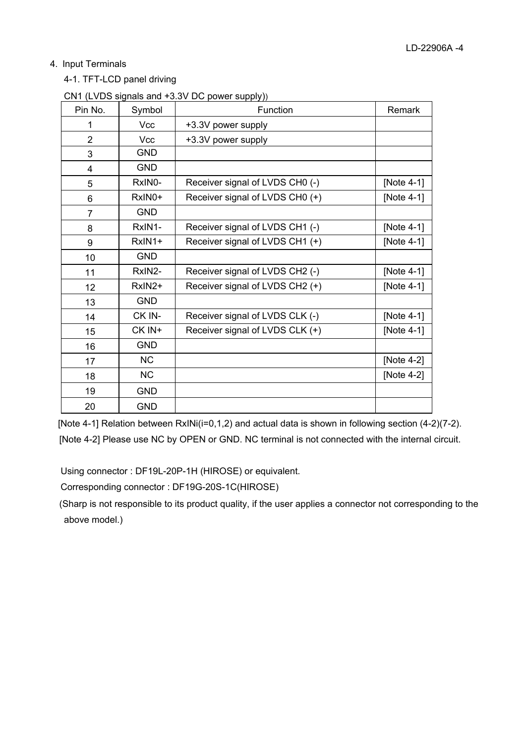## 4. Input Terminals

### 4-1. TFT-LCD panel driving

CN1 (LVDS signals and +3.3V DC power supply))

| Pin No. | Symbol | Function | Remark |
|---|---|---|---|
| 1 | Vcc | +3.3V power supply | |
| 2 | Vcc | +3.3V power supply | |
| 3 | GND | | |
| 4 | GND | | |
| 5 | RxIN0- | Receiver signal of LVDS CH0 (-) | [Note 4-1] |
| 6 | RxIN0+ | Receiver signal of LVDS CH0 (+) | [Note 4-1] |
| 7 | GND | | |
| 8 | RxIN1- | Receiver signal of LVDS CH1 (-) | [Note 4-1] |
| 9 | RxIN1+ | Receiver signal of LVDS CH1 (+) | [Note 4-1] |
| 10 | GND | | |
| 11 | RxIN2- | Receiver signal of LVDS CH2 (-) | [Note 4-1] |
| 12 | RxIN2+ | Receiver signal of LVDS CH2 (+) | [Note 4-1] |
| 13 | GND | | |
| 14 | CK IN- | Receiver signal of LVDS CLK (-) | [Note 4-1] |
| 15 | CK IN+ | Receiver signal of LVDS CLK (+) | [Note 4-1] |
| 16 | GND | | |
| 17 | NC | | [Note 4-2] |
| 18 | NC | | [Note 4-2] |
| 19 | GND | | |
| 20 | GND | | |

[Note 4-1] Relation between RxINi(i=0,1,2) and actual data is shown in following section (4-2)(7-2).

[Note 4-2] Please use NC by OPEN or GND. NC terminal is not connected with the internal circuit.

Using connector : DF19L-20P-1H (HIROSE) or equivalent.

Corresponding connector : DF19G-20S-1C(HIROSE)

(Sharp is not responsible to its product quality, if the user applies a connector not corresponding to the above model.)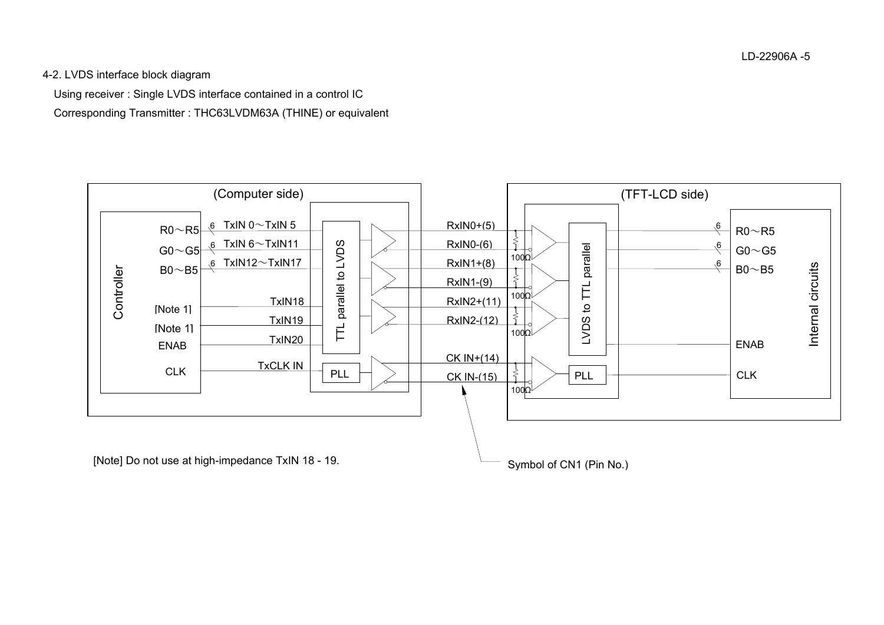## 4-2. LVDS interface block diagram

Using receiver : Single LVDS interface contained in a control IC

Corresponding Transmitter : THC63LVDM63A (THINE) or equivalent

(Computer side)

Controller

R0～R5 — 6 — TxIN 0～TxIN 5

G0～G5 — 6 — TxIN 6～TxIN11

B0～B5 — 6 — TxIN12～TxIN17

[Note 1] — TxIN18

[Note 1] — TxIN19

ENAB — TxIN20

CLK — TxCLK IN

TTL parallel to LVDS

PLL

RxIN0+(5)

RxIN0-(6)

RxIN1+(8)

RxIN1-(9)

RxIN2+(11)

RxIN2-(12)

CK IN+(14)

CK IN-(15)

100Ω

(TFT-LCD side)

LVDS to TTL parallel

PLL

Internal circuits

6 — R0～R5

6 — G0～G5

6 — B0～B5

ENAB

CLK

[Note] Do not use at high-impedance TxIN 18 - 19.

Symbol of CN1 (Pin No.)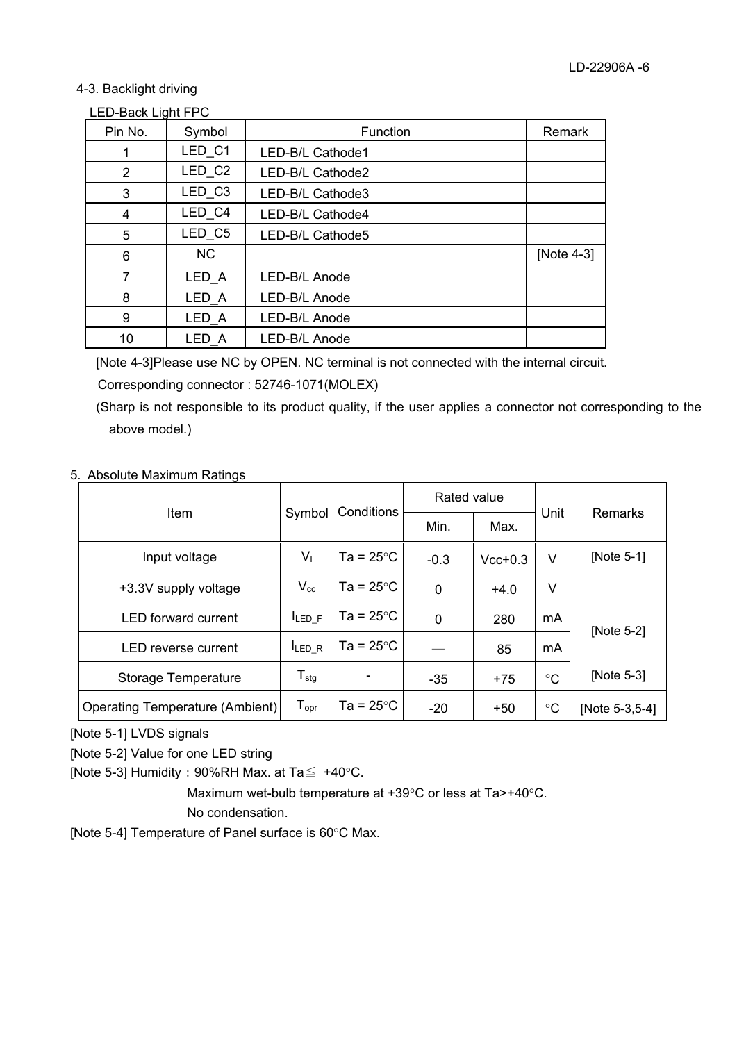### 4-3. Backlight driving

LED-Back Light FPC

| Pin No. | Symbol | Function | Remark |
|---|---|---|---|
| 1 | LED_C1 | LED-B/L Cathode1 | |
| 2 | LED_C2 | LED-B/L Cathode2 | |
| 3 | LED_C3 | LED-B/L Cathode3 | |
| 4 | LED_C4 | LED-B/L Cathode4 | |
| 5 | LED_C5 | LED-B/L Cathode5 | |
| 6 | NC | | [Note 4-3] |
| 7 | LED_A | LED-B/L Anode | |
| 8 | LED_A | LED-B/L Anode | |
| 9 | LED_A | LED-B/L Anode | |
| 10 | LED_A | LED-B/L Anode | |

[Note 4-3]Please use NC by OPEN. NC terminal is not connected with the internal circuit.

Corresponding connector : 52746-1071(MOLEX)

(Sharp is not responsible to its product quality, if the user applies a connector not corresponding to the above model.)

## 5. Absolute Maximum Ratings

| Item | Symbol | Conditions | Rated value | | Unit | Remarks |
|---|---|---|---|---|---|---|
| | | | Min. | Max. | | |
| Input voltage | $V_I$ | Ta = 25°C | -0.3 | Vcc+0.3 | V | [Note 5-1] |
| +3.3V supply voltage | $V_{cc}$ | Ta = 25°C | 0 | +4.0 | V | |
| LED forward current | $I_{LED\_F}$ | Ta = 25°C | 0 | 280 | mA | [Note 5-2] |
| LED reverse current | $I_{LED\_R}$ | Ta = 25°C | — | 85 | mA | |
| Storage Temperature | $T_{stg}$ | - | -35 | +75 | °C | [Note 5-3] |
| Operating Temperature (Ambient) | $T_{opr}$ | Ta = 25°C | -20 | +50 | °C | [Note 5-3,5-4] |

[Note 5-1] LVDS signals

[Note 5-2] Value for one LED string

[Note 5-3] Humidity : 90%RH Max. at Ta≦ +40°C.
Maximum wet-bulb temperature at +39°C or less at Ta>+40°C.
No condensation.

[Note 5-4] Temperature of Panel surface is 60°C Max.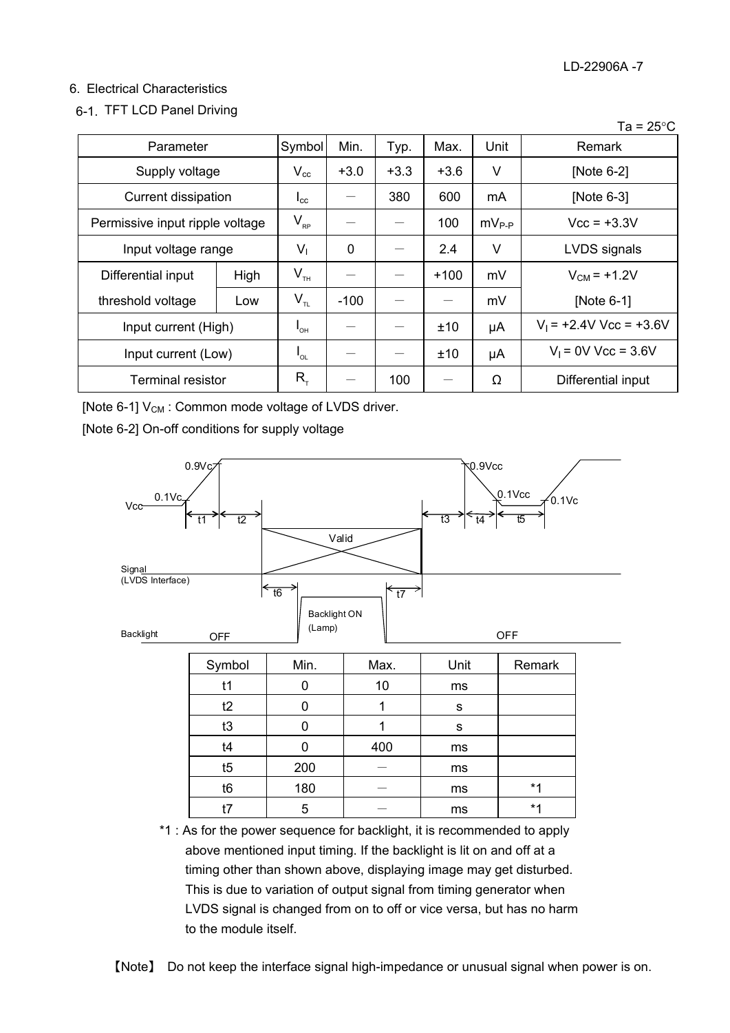## 6. Electrical Characteristics

### 6-1. TFT LCD Panel Driving

Ta = 25°C

| Parameter | | Symbol | Min. | Typ. | Max. | Unit | Remark |
|---|---|---|---|---|---|---|---|
| Supply voltage | | $V_{CC}$ | +3.0 | +3.3 | +3.6 | V | [Note 6-2] |
| Current dissipation | | $I_{CC}$ | — | 380 | 600 | mA | [Note 6-3] |
| Permissive input ripple voltage | | $V_{RP}$ | — | — | 100 | $mV_{P-P}$ | Vcc = +3.3V |
| Input voltage range | | $V_I$ | 0 | — | 2.4 | V | LVDS signals |
| Differential input threshold voltage | High | $V_{TH}$ | — | — | +100 | mV | $V_{CM}$ = +1.2V [Note 6-1] |
| | Low | $V_{TL}$ | -100 | — | — | mV | |
| Input current (High) | | $I_{OH}$ | — | — | ±10 | μA | $V_I$ = +2.4V Vcc = +3.6V |
| Input current (Low) | | $I_{OL}$ | — | — | ±10 | μA | $V_I$ = 0V Vcc = 3.6V |
| Terminal resistor | | $R_T$ | — | 100 | — | Ω | Differential input |

[Note 6-1] $V_{CM}$ : Common mode voltage of LVDS driver.

[Note 6-2] On-off conditions for supply voltage

| Symbol | Min. | Max. | Unit | Remark |
|---|---|---|---|---|
| t1 | 0 | 10 | ms | |
| t2 | 0 | 1 | s | |
| t3 | 0 | 1 | s | |
| t4 | 0 | 400 | ms | |
| t5 | 200 | — | ms | |
| t6 | 180 | — | ms | *1 |
| t7 | 5 | — | ms | *1 |

*1 : As for the power sequence for backlight, it is recommended to apply above mentioned input timing. If the backlight is lit on and off at a timing other than shown above, displaying image may get disturbed. This is due to variation of output signal from timing generator when LVDS signal is changed from on to off or vice versa, but has no harm to the module itself.

【Note】 Do not keep the interface signal high-impedance or unusual signal when power is on.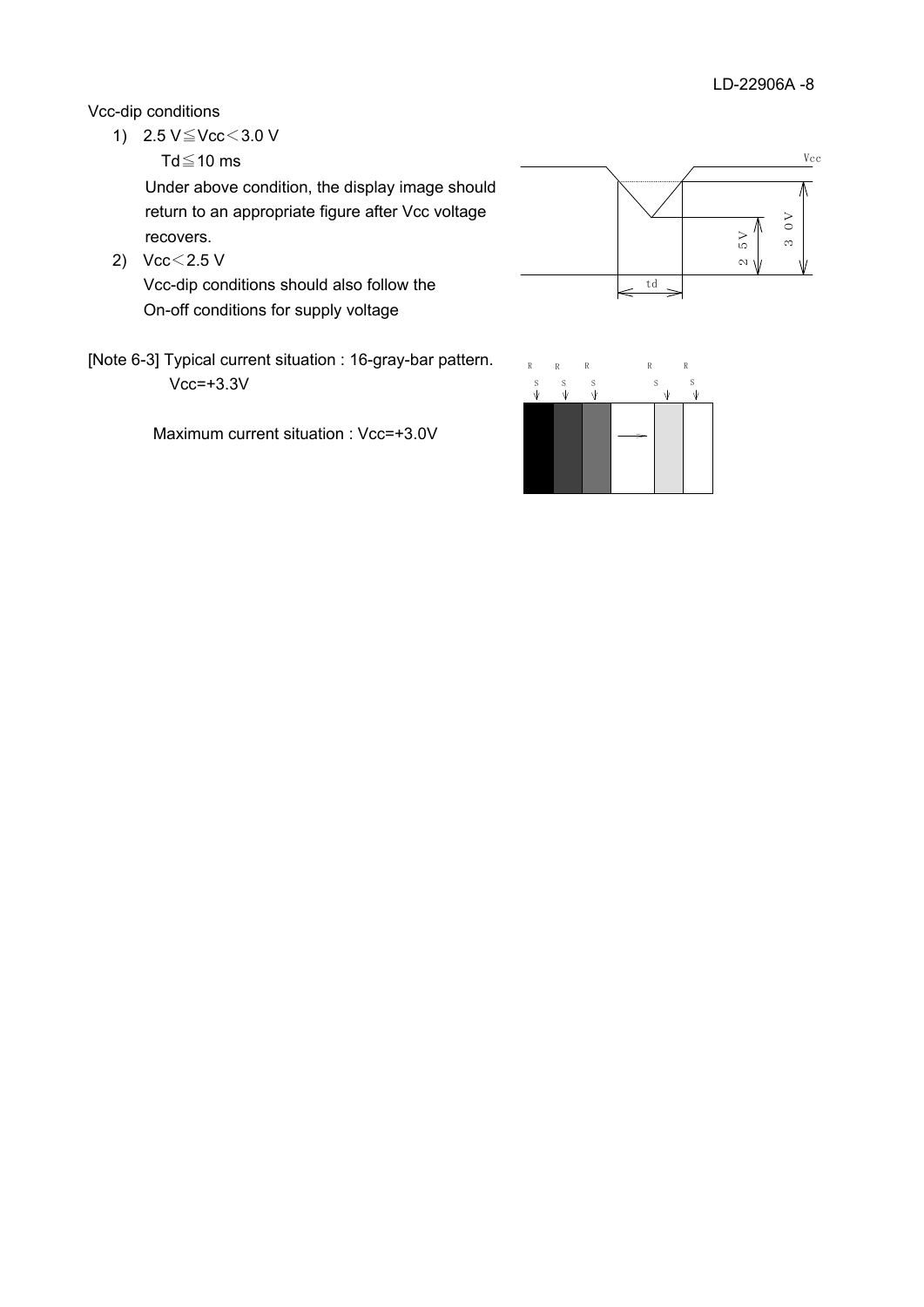Vcc-dip conditions

1) 2.5 V≦Vcc＜3.0 V

   Td≦10 ms

   Under above condition, the display image should return to an appropriate figure after Vcc voltage recovers.

2) Vcc＜2.5 V

   Vcc-dip conditions should also follow the On-off conditions for supply voltage

[Note 6-3] Typical current situation : 16-gray-bar pattern.
Vcc=+3.3V

Maximum current situation : Vcc=+3.0V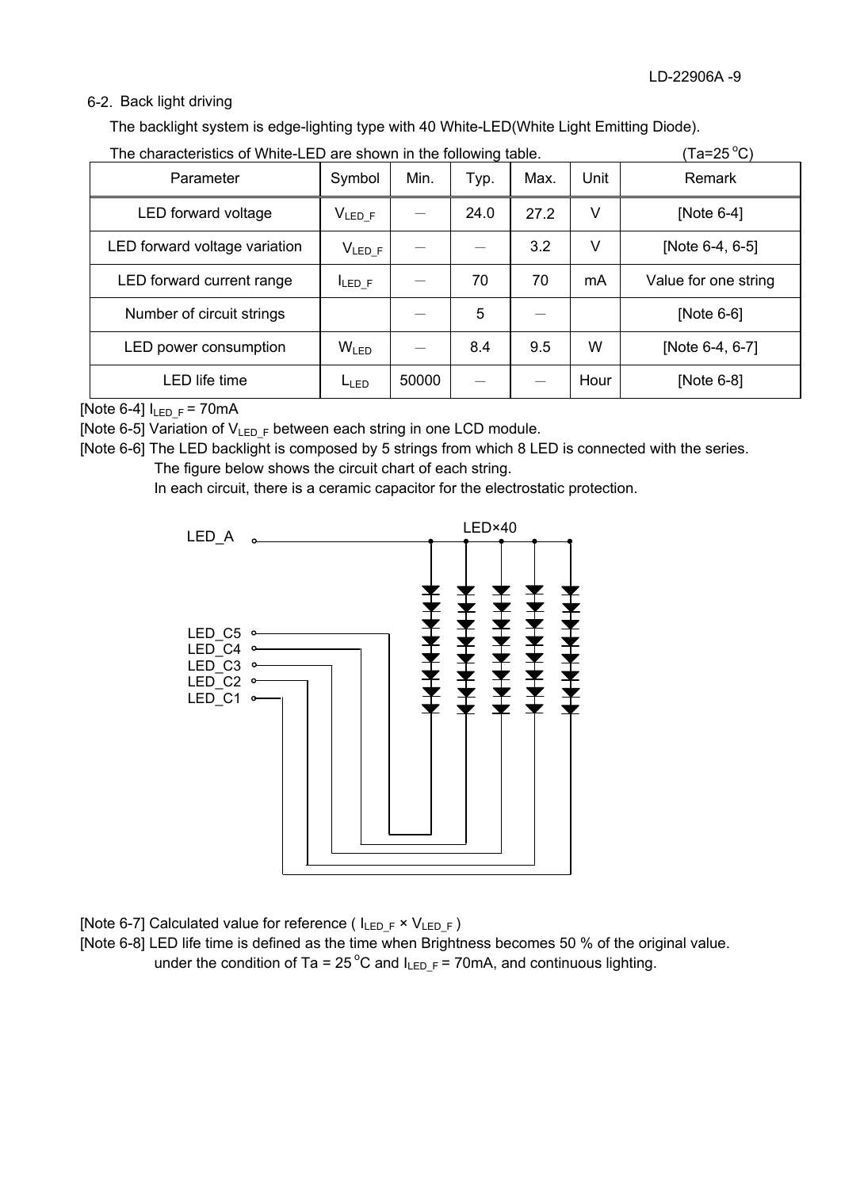## 6-2. Back light driving

The backlight system is edge-lighting type with 40 White-LED(White Light Emitting Diode).

The characteristics of White-LED are shown in the following table. (Ta=25 °C)

| Parameter | Symbol | Min. | Typ. | Max. | Unit | Remark |
|---|---|---|---|---|---|---|
| LED forward voltage | $V_{LED\_F}$ | — | 24.0 | 27.2 | V | [Note 6-4] |
| LED forward voltage variation | $V_{LED\_F}$ | — | — | 3.2 | V | [Note 6-4, 6-5] |
| LED forward current range | $I_{LED\_F}$ | — | 70 | 70 | mA | Value for one string |
| Number of circuit strings | | — | 5 | — | | [Note 6-6] |
| LED power consumption | $W_{LED}$ | — | 8.4 | 9.5 | W | [Note 6-4, 6-7] |
| LED life time | $L_{LED}$ | 50000 | — | — | Hour | [Note 6-8] |

[Note 6-4] $I_{LED\_F}$ = 70mA

[Note 6-5] Variation of $V_{LED\_F}$ between each string in one LCD module.

[Note 6-6] The LED backlight is composed by 5 strings from which 8 LED is connected with the series.
The figure below shows the circuit chart of each string.
In each circuit, there is a ceramic capacitor for the electrostatic protection.

LED_A

LED×40

LED_C5
LED_C4
LED_C3
LED_C2
LED_C1

[Note 6-7] Calculated value for reference ( $I_{LED\_F}$ × $V_{LED\_F}$ )

[Note 6-8] LED life time is defined as the time when Brightness becomes 50 % of the original value.
under the condition of Ta = 25 °C and $I_{LED\_F}$ = 70mA, and continuous lighting.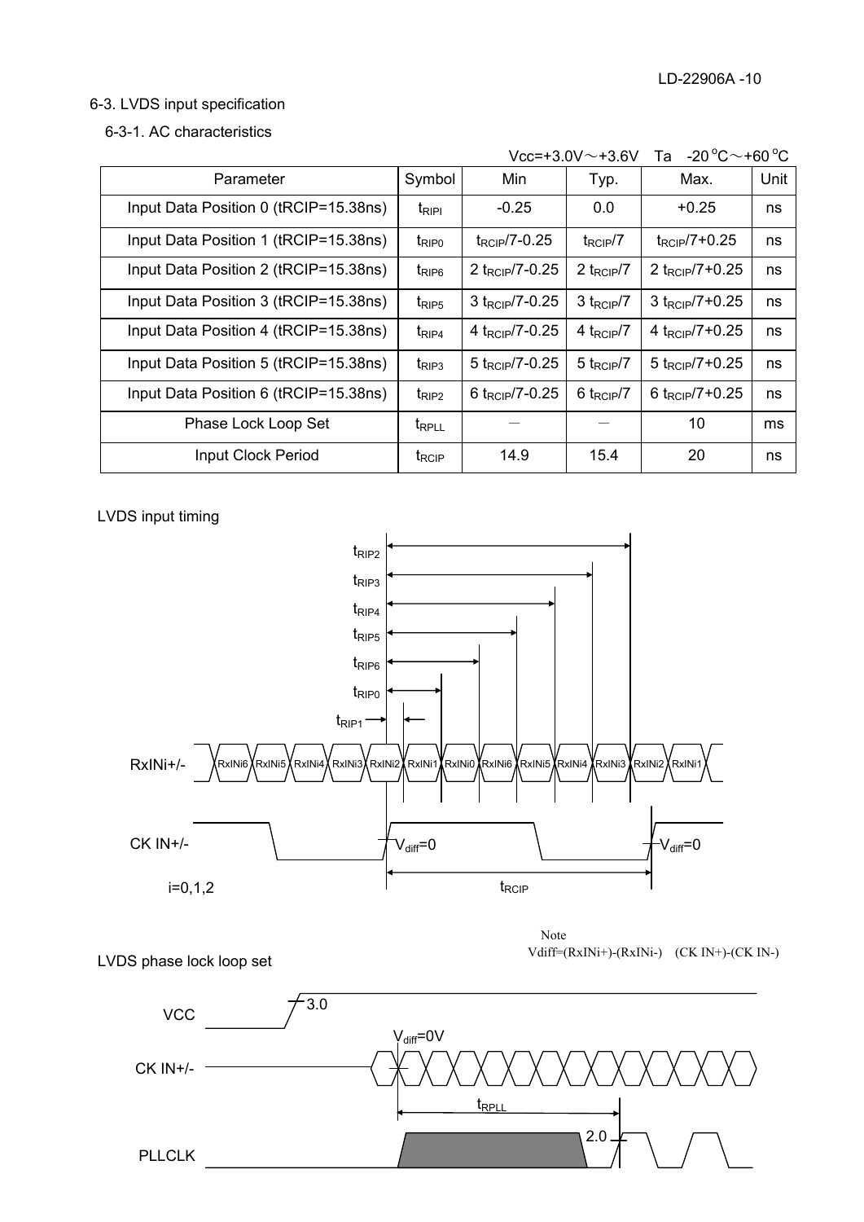## 6-3. LVDS input specification

### 6-3-1. AC characteristics

Vcc=+3.0V～+3.6V Ta -20 °C～+60 °C

| Parameter | Symbol | Min | Typ. | Max. | Unit |
|---|---|---|---|---|---|
| Input Data Position 0 (tRCIP=15.38ns) | $t_{RIPI}$ | -0.25 | 0.0 | +0.25 | ns |
| Input Data Position 1 (tRCIP=15.38ns) | $t_{RIP0}$ | $t_{RCIP}/7-0.25$ | $t_{RCIP}/7$ | $t_{RCIP}/7+0.25$ | ns |
| Input Data Position 2 (tRCIP=15.38ns) | $t_{RIP6}$ | $2\,t_{RCIP}/7-0.25$ | $2\,t_{RCIP}/7$ | $2\,t_{RCIP}/7+0.25$ | ns |
| Input Data Position 3 (tRCIP=15.38ns) | $t_{RIP5}$ | $3\,t_{RCIP}/7-0.25$ | $3\,t_{RCIP}/7$ | $3\,t_{RCIP}/7+0.25$ | ns |
| Input Data Position 4 (tRCIP=15.38ns) | $t_{RIP4}$ | $4\,t_{RCIP}/7-0.25$ | $4\,t_{RCIP}/7$ | $4\,t_{RCIP}/7+0.25$ | ns |
| Input Data Position 5 (tRCIP=15.38ns) | $t_{RIP3}$ | $5\,t_{RCIP}/7-0.25$ | $5\,t_{RCIP}/7$ | $5\,t_{RCIP}/7+0.25$ | ns |
| Input Data Position 6 (tRCIP=15.38ns) | $t_{RIP2}$ | $6\,t_{RCIP}/7-0.25$ | $6\,t_{RCIP}/7$ | $6\,t_{RCIP}/7+0.25$ | ns |
| Phase Lock Loop Set | $t_{RPLL}$ | － | － | 10 | ms |
| Input Clock Period | $t_{RCIP}$ | 14.9 | 15.4 | 20 | ns |

LVDS input timing

$t_{RIP2}$, $t_{RIP3}$, $t_{RIP4}$, $t_{RIP5}$, $t_{RIP6}$, $t_{RIP0}$, $t_{RIP1}$

RxINi+/- : RxINi6 RxINi5 RxINi4 RxINi3 RxINi2 RxINi1 RxINi0 RxINi6 RxINi5 RxINi4 RxINi3 RxINi2 RxINi1

CK IN+/- : $V_{diff}=0$ $V_{diff}=0$

i=0,1,2 $t_{RCIP}$

Note
Vdiff=(RxINi+)-(RxINi-) (CK IN+)-(CK IN-)

LVDS phase lock loop set

VCC 3.0

CK IN+/- $V_{diff}=0V$

$t_{RPLL}$

PLLCLK 2.0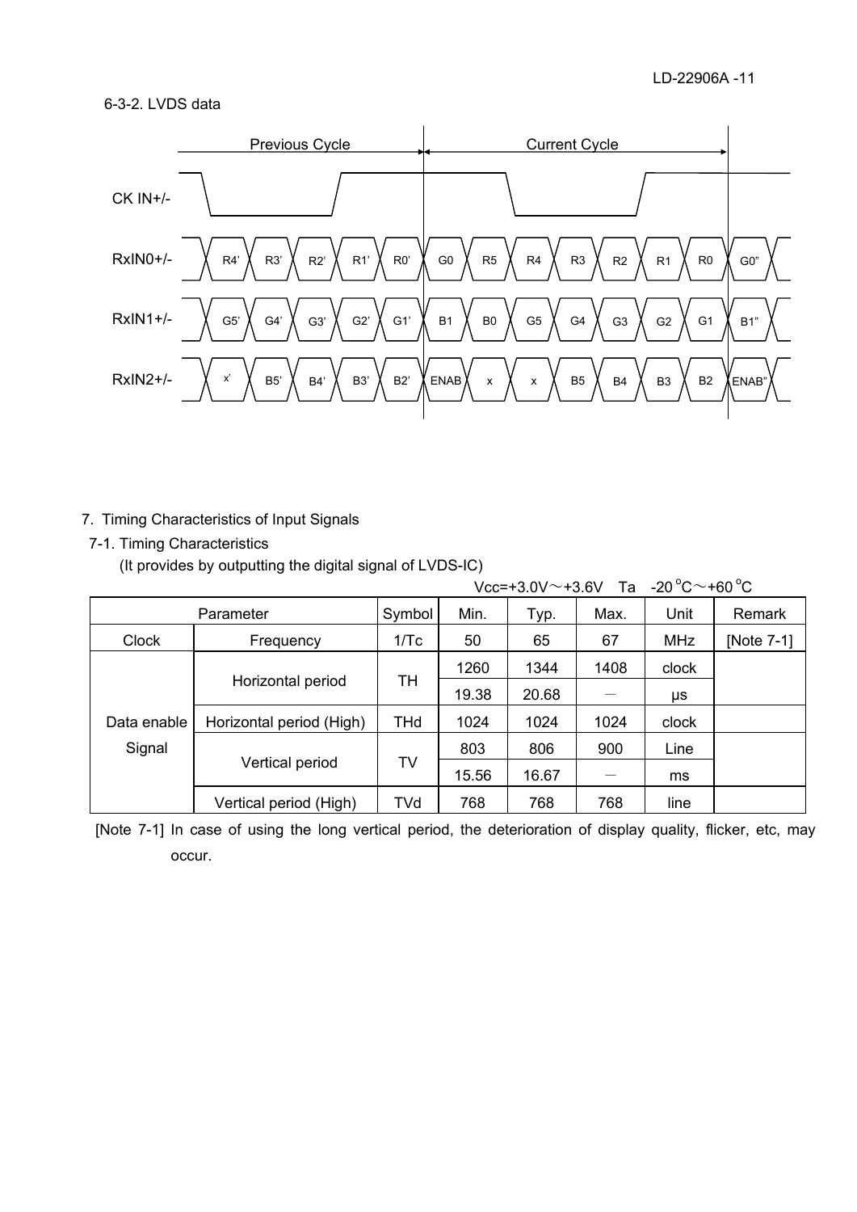### 6-3-2. LVDS data

| | Previous Cycle | | | | | Current Cycle | | | | | | | |
|---|---|---|---|---|---|---|---|---|---|---|---|---|---|
| RxIN0+/- | R4' | R3' | R2' | R1' | R0' | G0 | R5 | R4 | R3 | R2 | R1 | R0 | G0" |
| RxIN1+/- | G5' | G4' | G3' | G2' | G1' | B1 | B0 | G5 | G4 | G3 | G2 | G1 | B1" |
| RxIN2+/- | x' | B5' | B4' | B3' | B2' | ENAB | x | x | B5 | B4 | B3 | B2 | ENAB" |

CK IN+/-

## 7. Timing Characteristics of Input Signals

### 7-1. Timing Characteristics

(It provides by outputting the digital signal of LVDS-IC)

Vcc=+3.0V～+3.6V Ta -20 °C～+60 °C

| Parameter | | Symbol | Min. | Typ. | Max. | Unit | Remark |
|---|---|---|---|---|---|---|---|
| Clock | Frequency | 1/Tc | 50 | 65 | 67 | MHz | [Note 7-1] |
| Data enable Signal | Horizontal period | TH | 1260 | 1344 | 1408 | clock | |
| | | | 19.38 | 20.68 | － | μs | |
| | Horizontal period (High) | THd | 1024 | 1024 | 1024 | clock | |
| | Vertical period | TV | 803 | 806 | 900 | Line | |
| | | | 15.56 | 16.67 | － | ms | |
| | Vertical period (High) | TVd | 768 | 768 | 768 | line | |

[Note 7-1] In case of using the long vertical period, the deterioration of display quality, flicker, etc, may occur.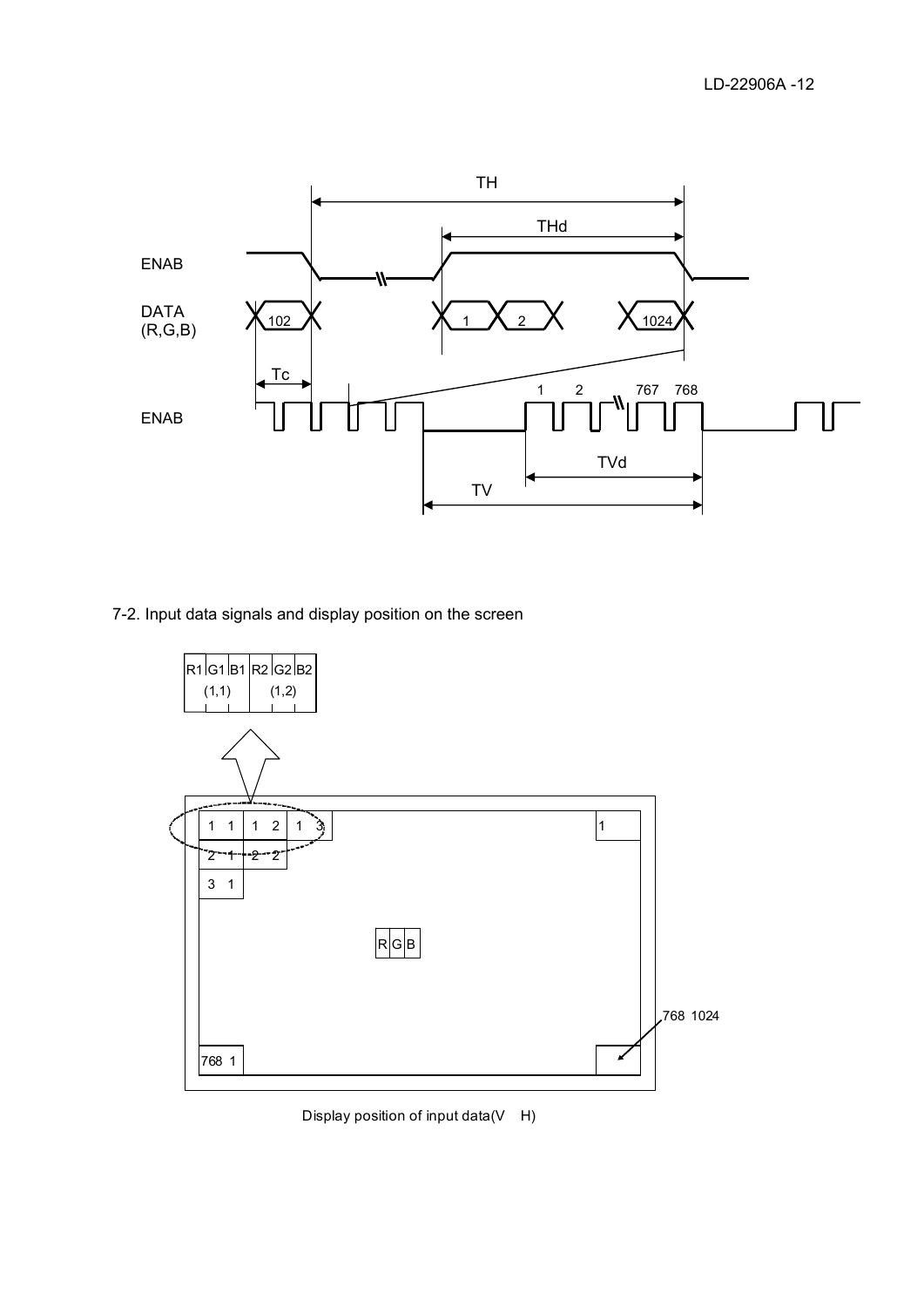## 7-2. Input data signals and display position on the screen

Display position of input data(V H)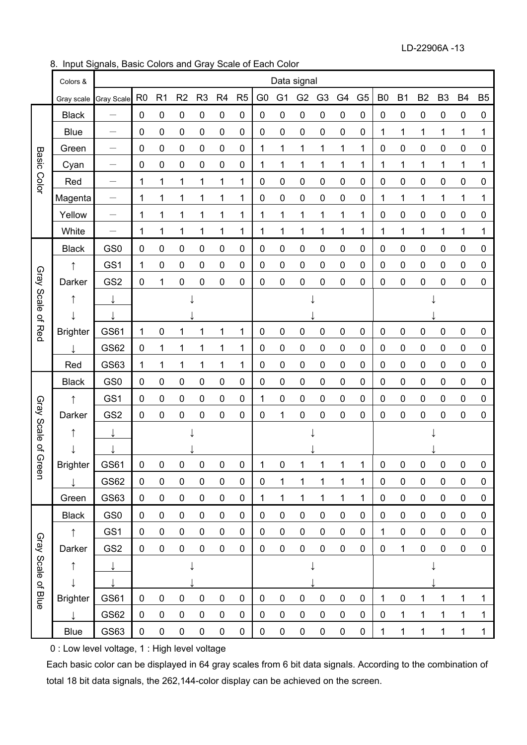## 8. Input Signals, Basic Colors and Gray Scale of Each Color

| | Colors & Gray scale | Gray Scale | R0 | R1 | R2 | R3 | R4 | R5 | G0 | G1 | G2 | G3 | G4 | G5 | B0 | B1 | B2 | B3 | B4 | B5 |
|---|---|---|---|---|---|---|---|---|---|---|---|---|---|---|---|---|---|---|---|---|
| Basic Color | Black | — | 0 | 0 | 0 | 0 | 0 | 0 | 0 | 0 | 0 | 0 | 0 | 0 | 0 | 0 | 0 | 0 | 0 | 0 |
| | Blue | — | 0 | 0 | 0 | 0 | 0 | 0 | 0 | 0 | 0 | 0 | 0 | 0 | 1 | 1 | 1 | 1 | 1 | 1 |
| | Green | — | 0 | 0 | 0 | 0 | 0 | 0 | 1 | 1 | 1 | 1 | 1 | 1 | 0 | 0 | 0 | 0 | 0 | 0 |
| | Cyan | — | 0 | 0 | 0 | 0 | 0 | 0 | 1 | 1 | 1 | 1 | 1 | 1 | 1 | 1 | 1 | 1 | 1 | 1 |
| | Red | — | 1 | 1 | 1 | 1 | 1 | 1 | 0 | 0 | 0 | 0 | 0 | 0 | 0 | 0 | 0 | 0 | 0 | 0 |
| | Magenta | — | 1 | 1 | 1 | 1 | 1 | 1 | 0 | 0 | 0 | 0 | 0 | 0 | 1 | 1 | 1 | 1 | 1 | 1 |
| | Yellow | — | 1 | 1 | 1 | 1 | 1 | 1 | 1 | 1 | 1 | 1 | 1 | 1 | 0 | 0 | 0 | 0 | 0 | 0 |
| | White | — | 1 | 1 | 1 | 1 | 1 | 1 | 1 | 1 | 1 | 1 | 1 | 1 | 1 | 1 | 1 | 1 | 1 | 1 |
| Gray Scale of Red | Black | GS0 | 0 | 0 | 0 | 0 | 0 | 0 | 0 | 0 | 0 | 0 | 0 | 0 | 0 | 0 | 0 | 0 | 0 | 0 |
| | ↑ | GS1 | 1 | 0 | 0 | 0 | 0 | 0 | 0 | 0 | 0 | 0 | 0 | 0 | 0 | 0 | 0 | 0 | 0 | 0 |
| | Darker | GS2 | 0 | 1 | 0 | 0 | 0 | 0 | 0 | 0 | 0 | 0 | 0 | 0 | 0 | 0 | 0 | 0 | 0 | 0 |
| | ↑ | ↓ | | | ↓ | | | | | | | ↓ | | | | | | ↓ | | |
| | ↓ | ↓ | | | ↓ | | | | | | | ↓ | | | | | | ↓ | | |
| | Brighter | GS61 | 1 | 0 | 1 | 1 | 1 | 1 | 0 | 0 | 0 | 0 | 0 | 0 | 0 | 0 | 0 | 0 | 0 | 0 |
| | ↓ | GS62 | 0 | 1 | 1 | 1 | 1 | 1 | 0 | 0 | 0 | 0 | 0 | 0 | 0 | 0 | 0 | 0 | 0 | 0 |
| | Red | GS63 | 1 | 1 | 1 | 1 | 1 | 1 | 0 | 0 | 0 | 0 | 0 | 0 | 0 | 0 | 0 | 0 | 0 | 0 |
| Gray Scale of Green | Black | GS0 | 0 | 0 | 0 | 0 | 0 | 0 | 0 | 0 | 0 | 0 | 0 | 0 | 0 | 0 | 0 | 0 | 0 | 0 |
| | ↑ | GS1 | 0 | 0 | 0 | 0 | 0 | 0 | 1 | 0 | 0 | 0 | 0 | 0 | 0 | 0 | 0 | 0 | 0 | 0 |
| | Darker | GS2 | 0 | 0 | 0 | 0 | 0 | 0 | 0 | 1 | 0 | 0 | 0 | 0 | 0 | 0 | 0 | 0 | 0 | 0 |
| | ↑ | ↓ | | | ↓ | | | | | | | ↓ | | | | | | ↓ | | |
| | ↓ | ↓ | | | ↓ | | | | | | | ↓ | | | | | | ↓ | | |
| | Brighter | GS61 | 0 | 0 | 0 | 0 | 0 | 0 | 1 | 0 | 1 | 1 | 1 | 1 | 0 | 0 | 0 | 0 | 0 | 0 |
| | ↓ | GS62 | 0 | 0 | 0 | 0 | 0 | 0 | 0 | 1 | 1 | 1 | 1 | 1 | 0 | 0 | 0 | 0 | 0 | 0 |
| | Green | GS63 | 0 | 0 | 0 | 0 | 0 | 0 | 1 | 1 | 1 | 1 | 1 | 1 | 0 | 0 | 0 | 0 | 0 | 0 |
| Gray Scale of Blue | Black | GS0 | 0 | 0 | 0 | 0 | 0 | 0 | 0 | 0 | 0 | 0 | 0 | 0 | 0 | 0 | 0 | 0 | 0 | 0 |
| | ↑ | GS1 | 0 | 0 | 0 | 0 | 0 | 0 | 0 | 0 | 0 | 0 | 0 | 0 | 1 | 0 | 0 | 0 | 0 | 0 |
| | Darker | GS2 | 0 | 0 | 0 | 0 | 0 | 0 | 0 | 0 | 0 | 0 | 0 | 0 | 0 | 1 | 0 | 0 | 0 | 0 |
| | ↑ | ↓ | | | ↓ | | | | | | | ↓ | | | | | | ↓ | | |
| | ↓ | ↓ | | | ↓ | | | | | | | ↓ | | | | | | ↓ | | |
| | Brighter | GS61 | 0 | 0 | 0 | 0 | 0 | 0 | 0 | 0 | 0 | 0 | 0 | 0 | 1 | 0 | 1 | 1 | 1 | 1 |
| | ↓ | GS62 | 0 | 0 | 0 | 0 | 0 | 0 | 0 | 0 | 0 | 0 | 0 | 0 | 0 | 1 | 1 | 1 | 1 | 1 |
| | Blue | GS63 | 0 | 0 | 0 | 0 | 0 | 0 | 0 | 0 | 0 | 0 | 0 | 0 | 1 | 1 | 1 | 1 | 1 | 1 |

0 : Low level voltage, 1 : High level voltage

Each basic color can be displayed in 64 gray scales from 6 bit data signals. According to the combination of total 18 bit data signals, the 262,144-color display can be achieved on the screen.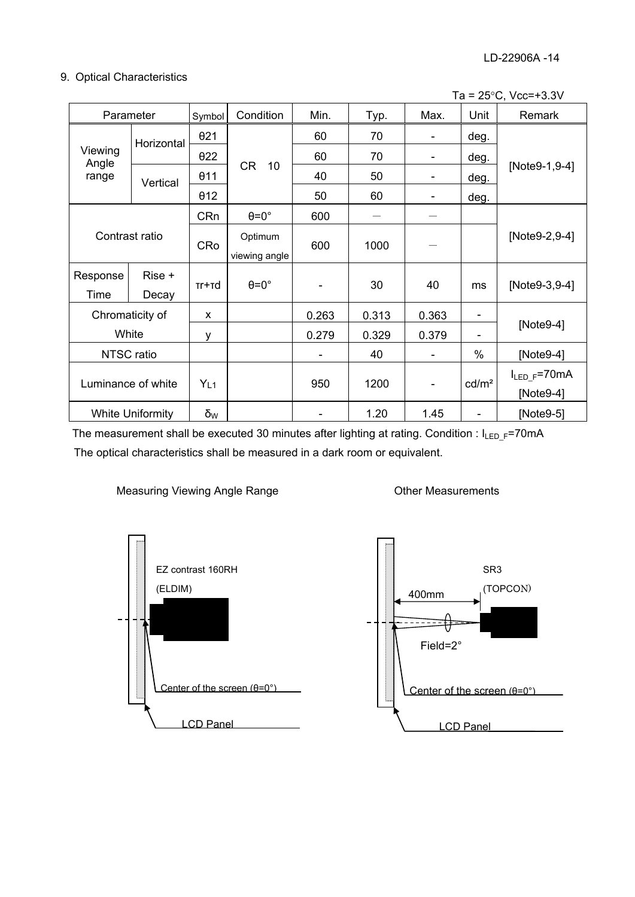## 9. Optical Characteristics

Ta = 25°C, Vcc=+3.3V

| Parameter | | Symbol | Condition | Min. | Typ. | Max. | Unit | Remark |
|---|---|---|---|---|---|---|---|---|
| Viewing Angle range | Horizontal | θ21 | CR 10 | 60 | 70 | - | deg. | [Note9-1,9-4] |
| | | θ22 | | 60 | 70 | - | deg. | |
| | Vertical | θ11 | | 40 | 50 | - | deg. | |
| | | θ12 | | 50 | 60 | - | deg. | |
| Contrast ratio | | CRn | θ=0° | 600 | — | — | | [Note9-2,9-4] |
| | | CRo | Optimum viewing angle | 600 | 1000 | — | | |
| Response Time | Rise + Decay | τr+τd | θ=0° | - | 30 | 40 | ms | [Note9-3,9-4] |
| Chromaticity of White | | x | | 0.263 | 0.313 | 0.363 | - | [Note9-4] |
| | | y | | 0.279 | 0.329 | 0.379 | - | |
| NTSC ratio | | | | - | 40 | - | % | [Note9-4] |
| Luminance of white | | $Y_{L1}$ | | 950 | 1200 | - | cd/m² | $I_{LED\_F}$=70mA [Note9-4] |
| White Uniformity | | $\delta_W$ | | - | 1.20 | 1.45 | - | [Note9-5] |

The measurement shall be executed 30 minutes after lighting at rating. Condition : $I_{LED\_F}$=70mA

The optical characteristics shall be measured in a dark room or equivalent.

Measuring Viewing Angle Range

EZ contrast 160RH (ELDIM)

Center of the screen (θ=0°)

LCD Panel

Other Measurements

SR3 (TOPCON)

400mm

Field=2°

Center of the screen (θ=0°)

LCD Panel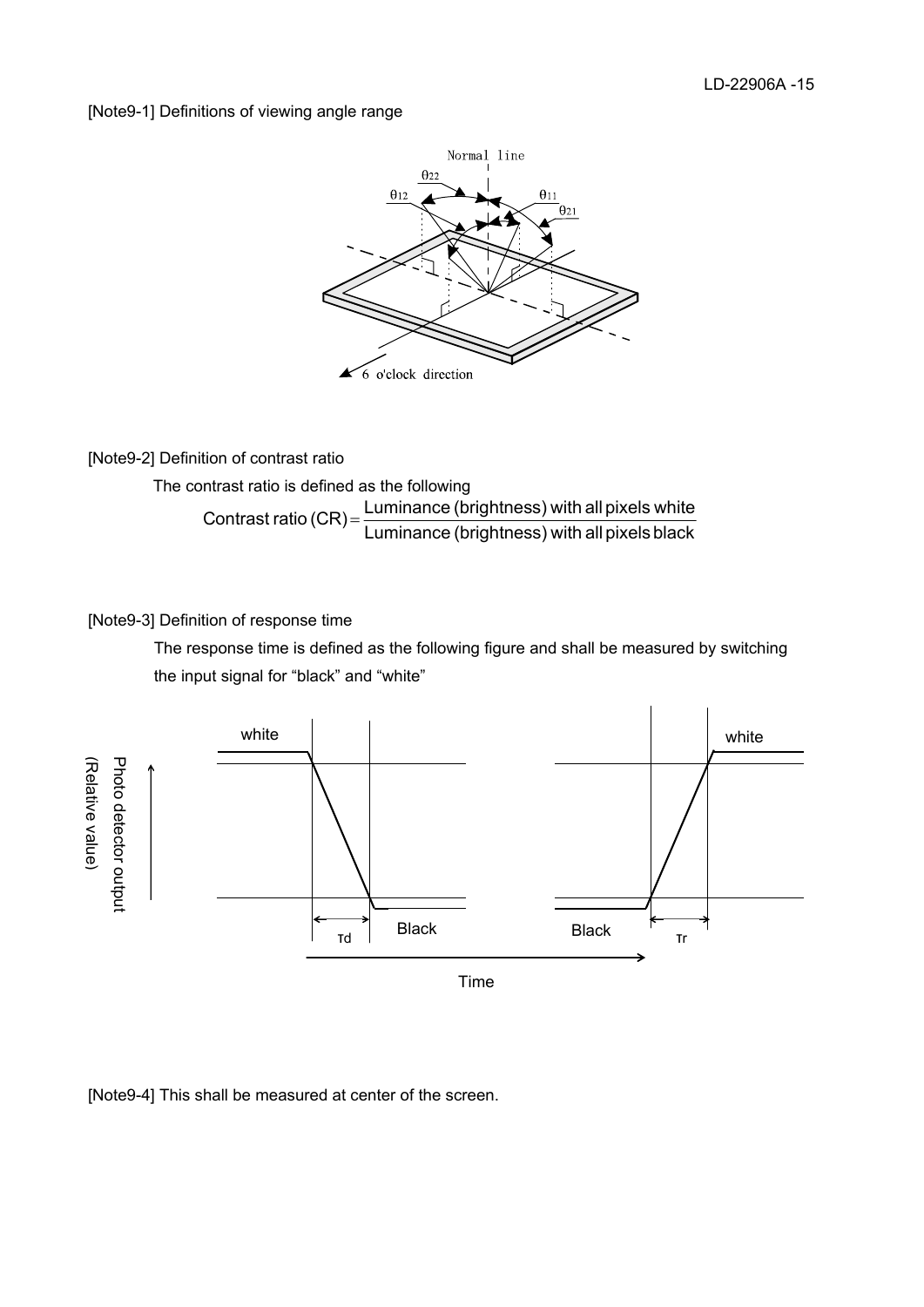[Note9-1] Definitions of viewing angle range

[Note9-2] Definition of contrast ratio

The contrast ratio is defined as the following

$$\text{Contrast ratio (CR)} = \frac{\text{Luminance (brightness) with all pixels white}}{\text{Luminance (brightness) with all pixels black}}$$

[Note9-3] Definition of response time

The response time is defined as the following figure and shall be measured by switching the input signal for “black” and “white”

[Note9-4] This shall be measured at center of the screen.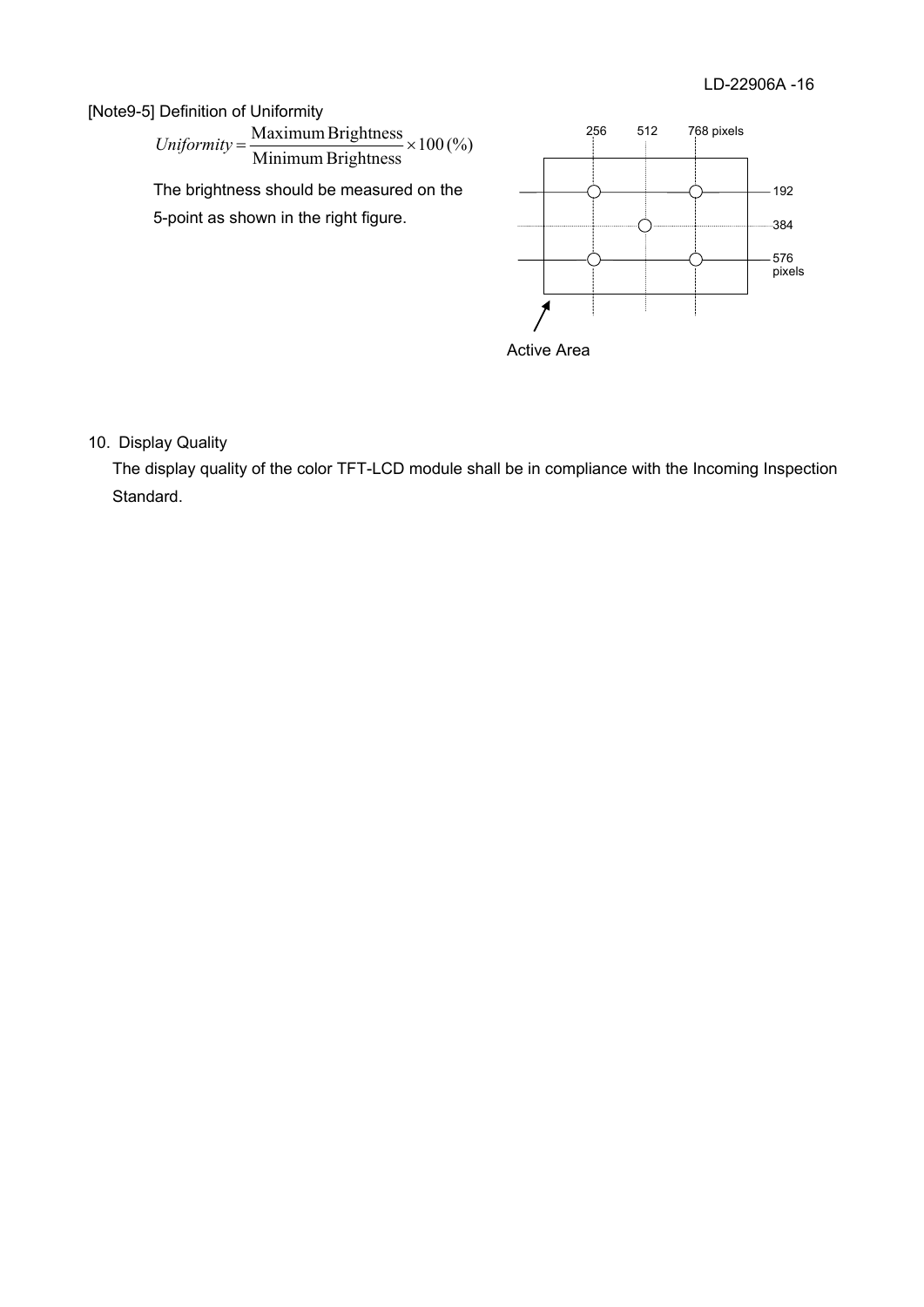[Note9-5] Definition of Uniformity

$$Uniformity = \frac{\text{Maximum Brightness}}{\text{Minimum Brightness}} \times 100\,(\%)$$

The brightness should be measured on the 5-point as shown in the right figure.

256 512 768 pixels

192

384

576 pixels

Active Area

10. Display Quality

The display quality of the color TFT-LCD module shall be in compliance with the Incoming Inspection Standard.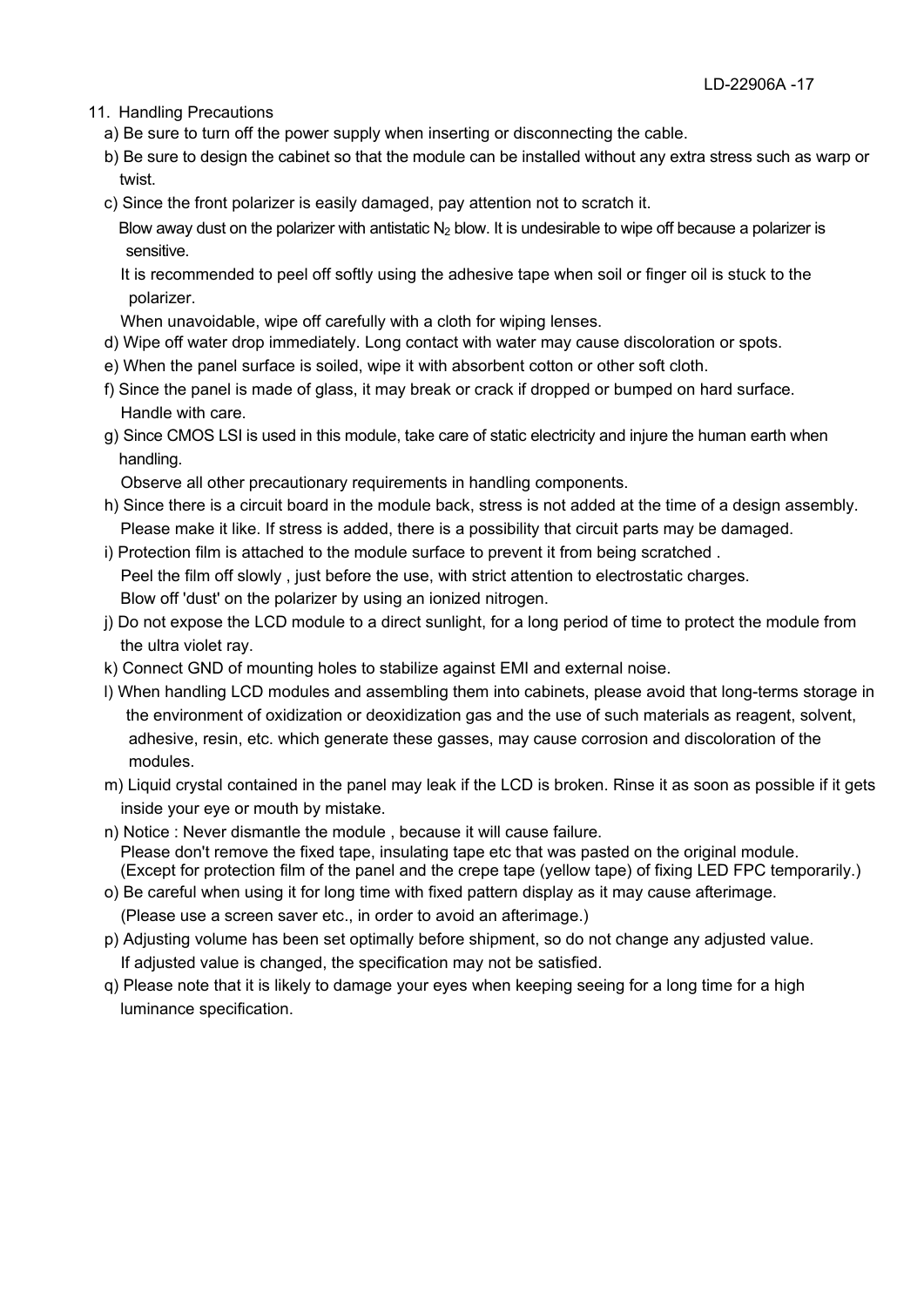## 11. Handling Precautions

a) Be sure to turn off the power supply when inserting or disconnecting the cable.

b) Be sure to design the cabinet so that the module can be installed without any extra stress such as warp or twist.

c) Since the front polarizer is easily damaged, pay attention not to scratch it.
   Blow away dust on the polarizer with antistatic $N_2$ blow. It is undesirable to wipe off because a polarizer is sensitive.
   It is recommended to peel off softly using the adhesive tape when soil or finger oil is stuck to the polarizer.
   When unavoidable, wipe off carefully with a cloth for wiping lenses.

d) Wipe off water drop immediately. Long contact with water may cause discoloration or spots.

e) When the panel surface is soiled, wipe it with absorbent cotton or other soft cloth.

f) Since the panel is made of glass, it may break or crack if dropped or bumped on hard surface.
   Handle with care.

g) Since CMOS LSI is used in this module, take care of static electricity and injure the human earth when handling.
   Observe all other precautionary requirements in handling components.

h) Since there is a circuit board in the module back, stress is not added at the time of a design assembly.
   Please make it like. If stress is added, there is a possibility that circuit parts may be damaged.

i) Protection film is attached to the module surface to prevent it from being scratched .
   Peel the film off slowly , just before the use, with strict attention to electrostatic charges.
   Blow off 'dust' on the polarizer by using an ionized nitrogen.

j) Do not expose the LCD module to a direct sunlight, for a long period of time to protect the module from the ultra violet ray.

k) Connect GND of mounting holes to stabilize against EMI and external noise.

l) When handling LCD modules and assembling them into cabinets, please avoid that long-terms storage in the environment of oxidization or deoxidization gas and the use of such materials as reagent, solvent, adhesive, resin, etc. which generate these gasses, may cause corrosion and discoloration of the modules.

m) Liquid crystal contained in the panel may leak if the LCD is broken. Rinse it as soon as possible if it gets inside your eye or mouth by mistake.

n) Notice : Never dismantle the module , because it will cause failure.
   Please don't remove the fixed tape, insulating tape etc that was pasted on the original module.
   (Except for protection film of the panel and the crepe tape (yellow tape) of fixing LED FPC temporarily.)

o) Be careful when using it for long time with fixed pattern display as it may cause afterimage.
   (Please use a screen saver etc., in order to avoid an afterimage.)

p) Adjusting volume has been set optimally before shipment, so do not change any adjusted value.
   If adjusted value is changed, the specification may not be satisfied.

q) Please note that it is likely to damage your eyes when keeping seeing for a long time for a high luminance specification.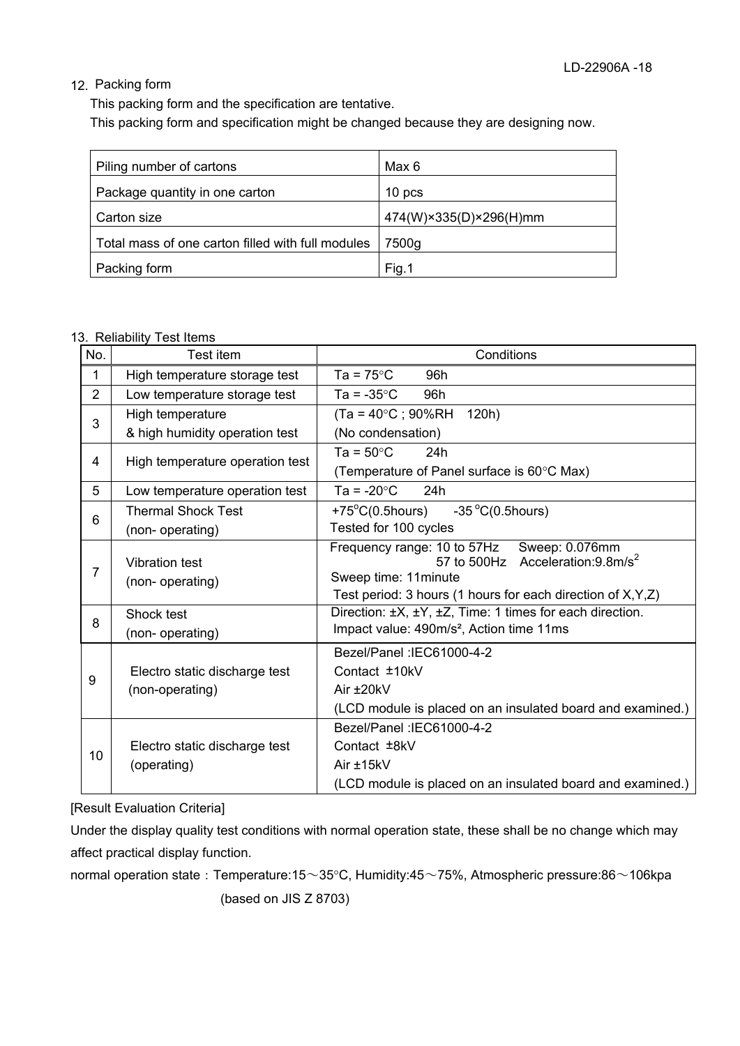## 12. Packing form

This packing form and the specification are tentative.
This packing form and specification might be changed because they are designing now.

| | |
|---|---|
| Piling number of cartons | Max 6 |
| Package quantity in one carton | 10 pcs |
| Carton size | 474(W)×335(D)×296(H)mm |
| Total mass of one carton filled with full modules | 7500g |
| Packing form | Fig.1 |

## 13. Reliability Test Items

| No. | Test item | Conditions |
|---|---|---|
| 1 | High temperature storage test | Ta = 75°C 96h |
| 2 | Low temperature storage test | Ta = -35°C 96h |
| 3 | High temperature & high humidity operation test | (Ta = 40°C ; 90%RH 120h) (No condensation) |
| 4 | High temperature operation test | Ta = 50°C 24h (Temperature of Panel surface is 60°C Max) |
| 5 | Low temperature operation test | Ta = -20°C 24h |
| 6 | Thermal Shock Test (non- operating) | +75°C(0.5hours) -35°C(0.5hours) Tested for 100 cycles |
| 7 | Vibration test (non- operating) | Frequency range: 10 to 57Hz Sweep: 0.076mm<br>57 to 500Hz Acceleration:9.8m/s$^2$<br>Sweep time: 11minute<br>Test period: 3 hours (1 hours for each direction of X,Y,Z) |
| 8 | Shock test (non- operating) | Direction: ±X, ±Y, ±Z, Time: 1 times for each direction.<br>Impact value: 490m/s², Action time 11ms |
| 9 | Electro static discharge test (non-operating) | Bezel/Panel :IEC61000-4-2<br>Contact ±10kV<br>Air ±20kV<br>(LCD module is placed on an insulated board and examined.) |
| 10 | Electro static discharge test (operating) | Bezel/Panel :IEC61000-4-2<br>Contact ±8kV<br>Air ±15kV<br>(LCD module is placed on an insulated board and examined.) |

[Result Evaluation Criteria]

Under the display quality test conditions with normal operation state, these shall be no change which may affect practical display function.

normal operation state：Temperature:15～35°C, Humidity:45～75%, Atmospheric pressure:86～106kpa
(based on JIS Z 8703)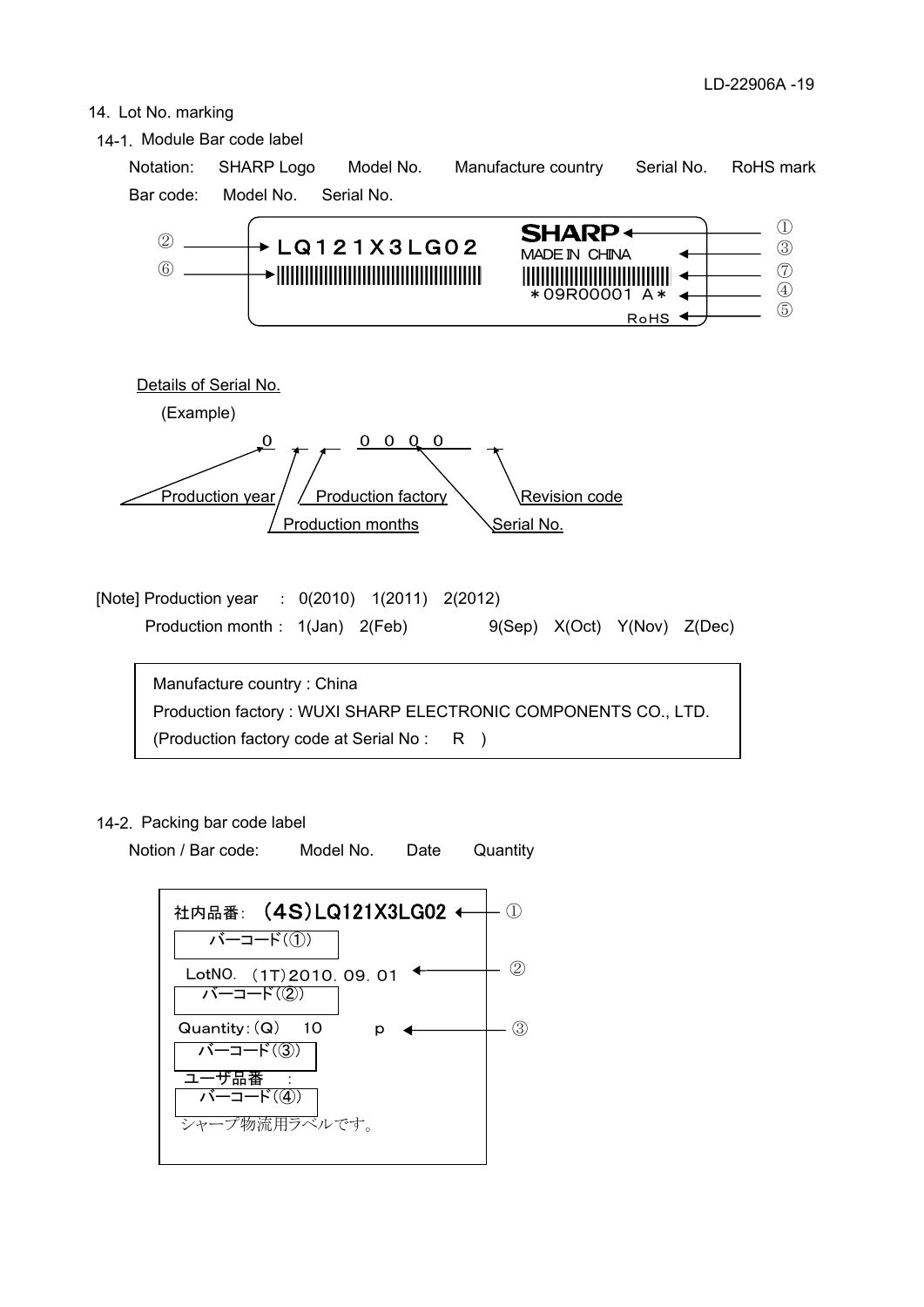## 14. Lot No. marking

### 14-1. Module Bar code label

Notation: SHARP Logo Model No. Manufacture country Serial No. RoHS mark

Bar code: Model No. Serial No.

| Label content | Marker |
|---|---|
| LQ121X3LG02 | ② |
| (bar code) | ⑥ |
| SHARP | ① |
| MADE IN CHINA | ③ |
| (bar code) | ⑦ |
| *09R00001 A* | ④ |
| RoHS | ⑤ |

Details of Serial No.

(Example)

0 _ _ 0 0 0 0 _

- Production year
- Production months
- Production factory
- Serial No.
- Revision code

[Note] Production year : 0(2010) 1(2011) 2(2012)

Production month : 1(Jan) 2(Feb) 9(Sep) X(Oct) Y(Nov) Z(Dec)

Manufacture country : China
Production factory : WUXI SHARP ELECTRONIC COMPONENTS CO., LTD.
(Production factory code at Serial No : R )

### 14-2. Packing bar code label

Notion / Bar code: Model No. Date Quantity

社内品番: (4S)LQ121X3LG02 ← ①
バーコード(①)
LotNO. (1T)2010. 09. 01 ← ②
バーコード(②)
Quantity:(Q) 10 p ← ③
バーコード(③)
ユーザ品番 :
バーコード(④)
シャープ物流用ラベルです。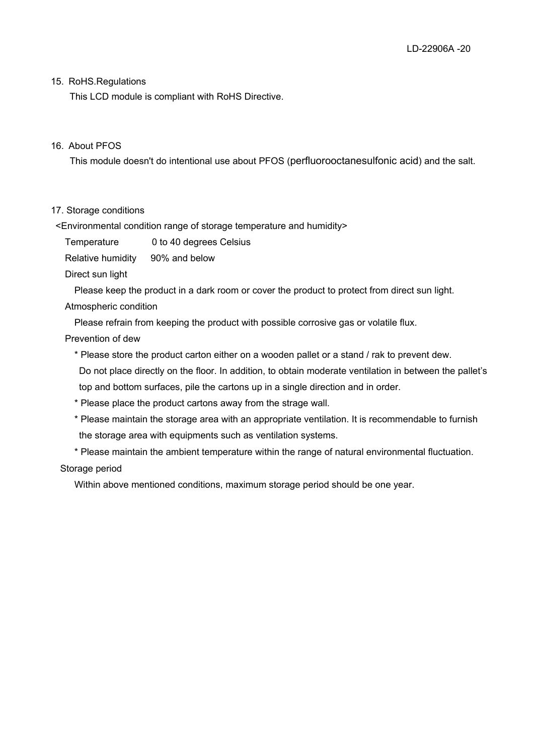## 15. RoHS.Regulations

This LCD module is compliant with RoHS Directive.

## 16. About PFOS

This module doesn't do intentional use about PFOS (perfluorooctanesulfonic acid) and the salt.

## 17. Storage conditions

<Environmental condition range of storage temperature and humidity>

Temperature 0 to 40 degrees Celsius

Relative humidity 90% and below

Direct sun light

Please keep the product in a dark room or cover the product to protect from direct sun light.

Atmospheric condition

Please refrain from keeping the product with possible corrosive gas or volatile flux.

Prevention of dew

* Please store the product carton either on a wooden pallet or a stand / rak to prevent dew. Do not place directly on the floor. In addition, to obtain moderate ventilation in between the pallet's top and bottom surfaces, pile the cartons up in a single direction and in order.
* Please place the product cartons away from the strage wall.
* Please maintain the storage area with an appropriate ventilation. It is recommendable to furnish the storage area with equipments such as ventilation systems.
* Please maintain the ambient temperature within the range of natural environmental fluctuation.

Storage period

Within above mentioned conditions, maximum storage period should be one year.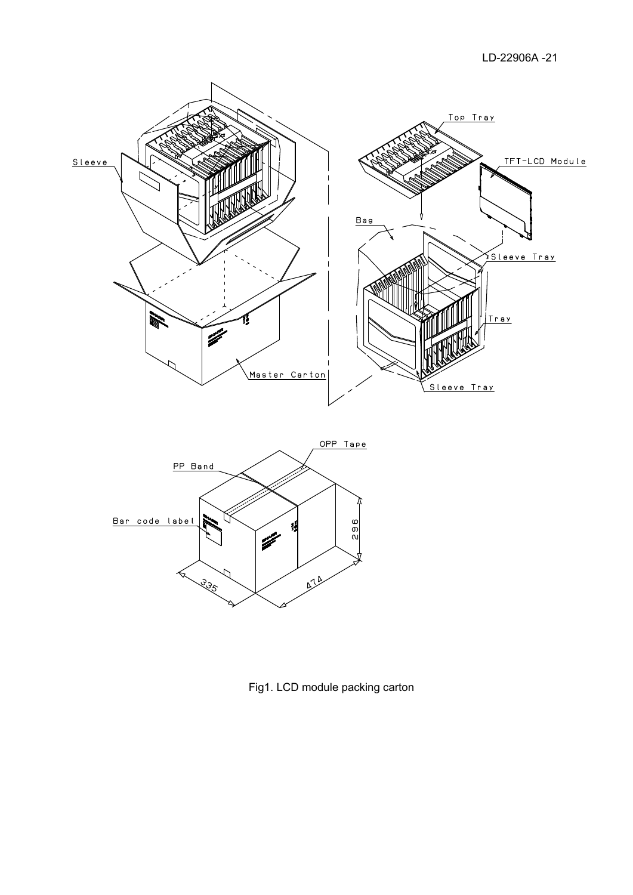Top Tray

TFT-LCD Module

Sleeve

Bag

Sleeve Tray

Tray

Master Carton

Sleeve Tray

OPP Tape

PP Band

Bar code label

296

335

474

Fig1. LCD module packing carton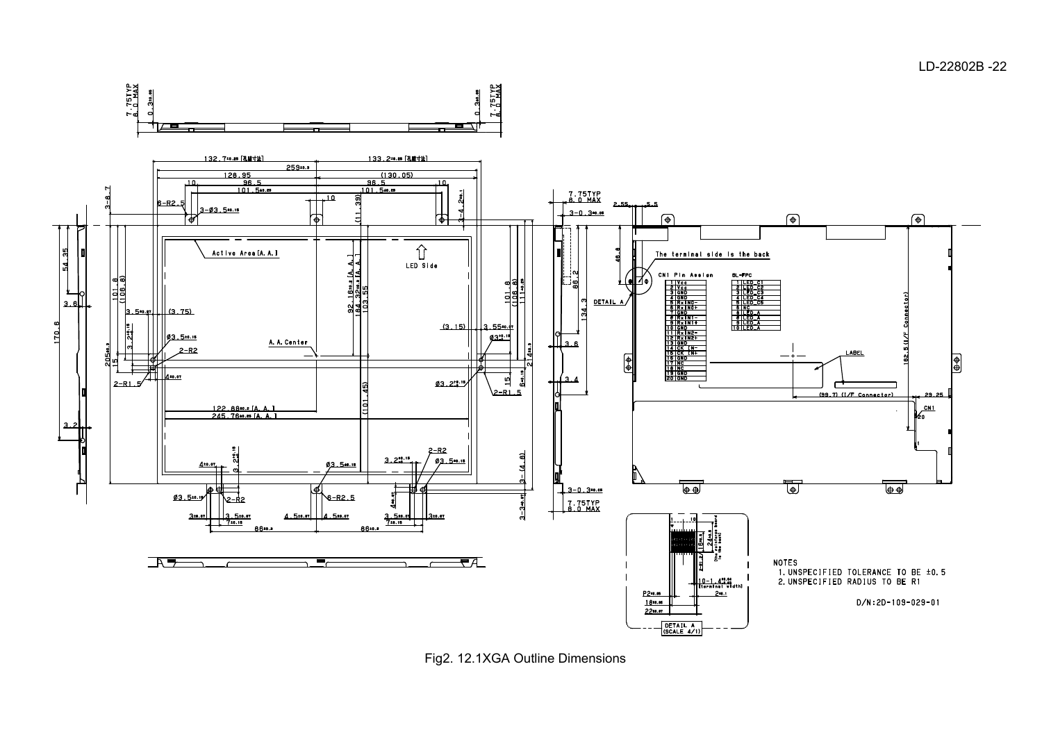CN1 Pin Assign

| | |
|---|---|
| 1 | Vcc |
| 2 | Vcc |
| 3 | GND |
| 4 | GND |
| 5 | RxIN0- |
| 6 | RxIN0+ |
| 7 | GND |
| 8 | RxIN1- |
| 9 | RxIN1+ |
| 10 | GND |
| 11 | RxIN2- |
| 12 | RxIN2+ |
| 13 | GND |
| 14 | CK IN- |
| 15 | CK IN+ |
| 16 | GND |
| 17 | NC |
| 18 | NC |
| 19 | GND |
| 20 | GND |

BL-FPC

| | |
|---|---|
| 1 | LED_C1 |
| 2 | LED_C2 |
| 3 | LED_C3 |
| 4 | LED_C4 |
| 5 | LED_C5 |
| 6 | NC |
| 7 | LED_A |
| 8 | LED_A |
| 9 | LED_A |
| 10 | LED_A |

NOTES
1. UNSPECIFIED TOLERANCE TO BE ±0.5
2. UNSPECIFIED RADIUS TO BE R1

D/N:2D-109-029-01

Fig2. 12.1XGA Outline Dimensions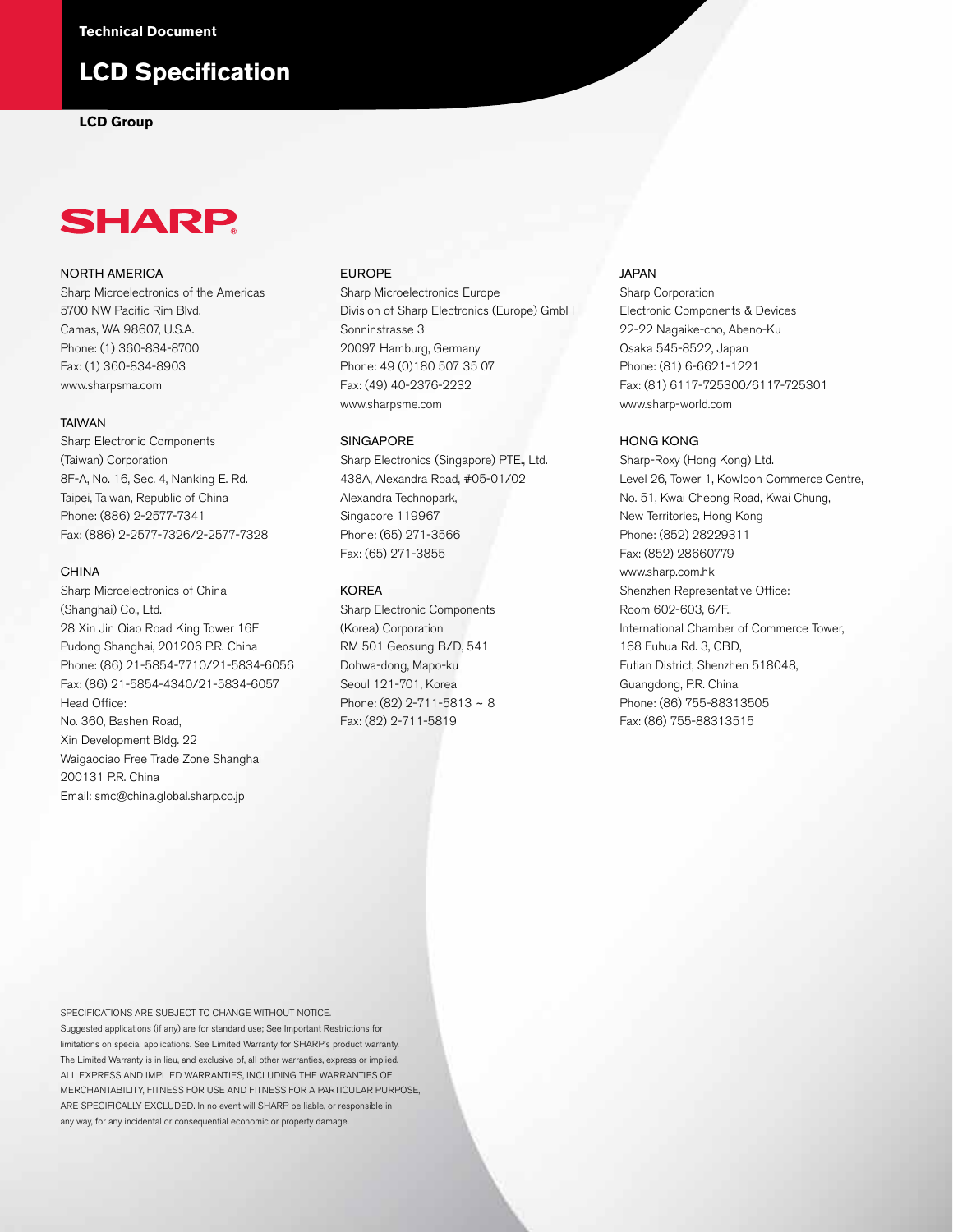**Technical Document**

# LCD Specification

**LCD Group**

SHARP

### NORTH AMERICA

Sharp Microelectronics of the Americas
5700 NW Pacific Rim Blvd.
Camas, WA 98607, U.S.A.
Phone: (1) 360-834-8700
Fax: (1) 360-834-8903
www.sharpsma.com

### TAIWAN

Sharp Electronic Components
(Taiwan) Corporation
8F-A, No. 16, Sec. 4, Nanking E. Rd.
Taipei, Taiwan, Republic of China
Phone: (886) 2-2577-7341
Fax: (886) 2-2577-7326/2-2577-7328

### CHINA

Sharp Microelectronics of China
(Shanghai) Co., Ltd.
28 Xin Jin Qiao Road King Tower 16F
Pudong Shanghai, 201206 P.R. China
Phone: (86) 21-5854-7710/21-5834-6056
Fax: (86) 21-5854-4340/21-5834-6057
Head Office:
No. 360, Bashen Road,
Xin Development Bldg. 22
Waigaoqiao Free Trade Zone Shanghai
200131 P.R. China
Email: smc@china.global.sharp.co.jp

### EUROPE

Sharp Microelectronics Europe
Division of Sharp Electronics (Europe) GmbH
Sonninstrasse 3
20097 Hamburg, Germany
Phone: 49 (0)180 507 35 07
Fax: (49) 40-2376-2232
www.sharpsme.com

### SINGAPORE

Sharp Electronics (Singapore) PTE., Ltd.
438A, Alexandra Road, #05-01/02
Alexandra Technopark,
Singapore 119967
Phone: (65) 271-3566
Fax: (65) 271-3855

### KOREA

Sharp Electronic Components
(Korea) Corporation
RM 501 Geosung B/D, 541
Dohwa-dong, Mapo-ku
Seoul 121-701, Korea
Phone: (82) 2-711-5813 ~ 8
Fax: (82) 2-711-5819

### JAPAN

Sharp Corporation
Electronic Components & Devices
22-22 Nagaike-cho, Abeno-Ku
Osaka 545-8522, Japan
Phone: (81) 6-6621-1221
Fax: (81) 6117-725300/6117-725301
www.sharp-world.com

### HONG KONG

Sharp-Roxy (Hong Kong) Ltd.
Level 26, Tower 1, Kowloon Commerce Centre,
No. 51, Kwai Cheong Road, Kwai Chung,
New Territories, Hong Kong
Phone: (852) 28229311
Fax: (852) 28660779
www.sharp.com.hk
Shenzhen Representative Office:
Room 602-603, 6/F.,
International Chamber of Commerce Tower,
168 Fuhua Rd. 3, CBD,
Futian District, Shenzhen 518048,
Guangdong, P.R. China
Phone: (86) 755-88313505
Fax: (86) 755-88313515

SPECIFICATIONS ARE SUBJECT TO CHANGE WITHOUT NOTICE.
Suggested applications (if any) are for standard use; See Important Restrictions for limitations on special applications. See Limited Warranty for SHARP's product warranty. The Limited Warranty is in lieu, and exclusive of, all other warranties, express or implied. ALL EXPRESS AND IMPLIED WARRANTIES, INCLUDING THE WARRANTIES OF MERCHANTABILITY, FITNESS FOR USE AND FITNESS FOR A PARTICULAR PURPOSE, ARE SPECIFICALLY EXCLUDED. In no event will SHARP be liable, or responsible in any way, for any incidental or consequential economic or property damage.